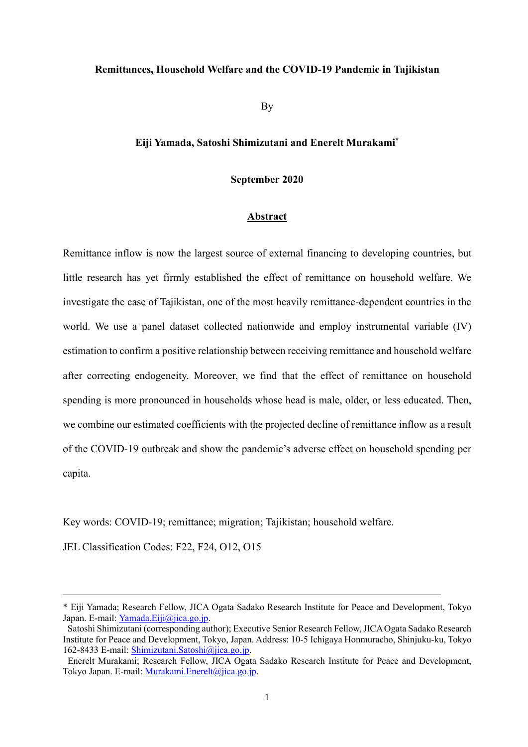# Remittances, Household Welfare and the COVID-19 Pandemic in Tajikistan

By

**Eiji Yamada, Satoshi Shimizutani and Enerelt Murakami***

**September 2020**

## Abstract

Remittance inflow is now the largest source of external financing to developing countries, but little research has yet firmly established the effect of remittance on household welfare. We investigate the case of Tajikistan, one of the most heavily remittance-dependent countries in the world. We use a panel dataset collected nationwide and employ instrumental variable (IV) estimation to confirm a positive relationship between receiving remittance and household welfare after correcting endogeneity. Moreover, we find that the effect of remittance on household spending is more pronounced in households whose head is male, older, or less educated. Then, we combine our estimated coefficients with the projected decline of remittance inflow as a result of the COVID-19 outbreak and show the pandemic's adverse effect on household spending per capita.

Key words: COVID-19; remittance; migration; Tajikistan; household welfare.

JEL Classification Codes: F22, F24, O12, O15

---

* Eiji Yamada; Research Fellow, JICA Ogata Sadako Research Institute for Peace and Development, Tokyo Japan. E-mail: Yamada.Eiji@jica.go.jp.

Satoshi Shimizutani (corresponding author); Executive Senior Research Fellow, JICA Ogata Sadako Research Institute for Peace and Development, Tokyo, Japan. Address: 10-5 Ichigaya Honmuracho, Shinjuku-ku, Tokyo 162-8433 E-mail: Shimizutani.Satoshi@jica.go.jp.

Enerelt Murakami; Research Fellow, JICA Ogata Sadako Research Institute for Peace and Development, Tokyo Japan. E-mail: Murakami.Enerelt@jica.go.jp.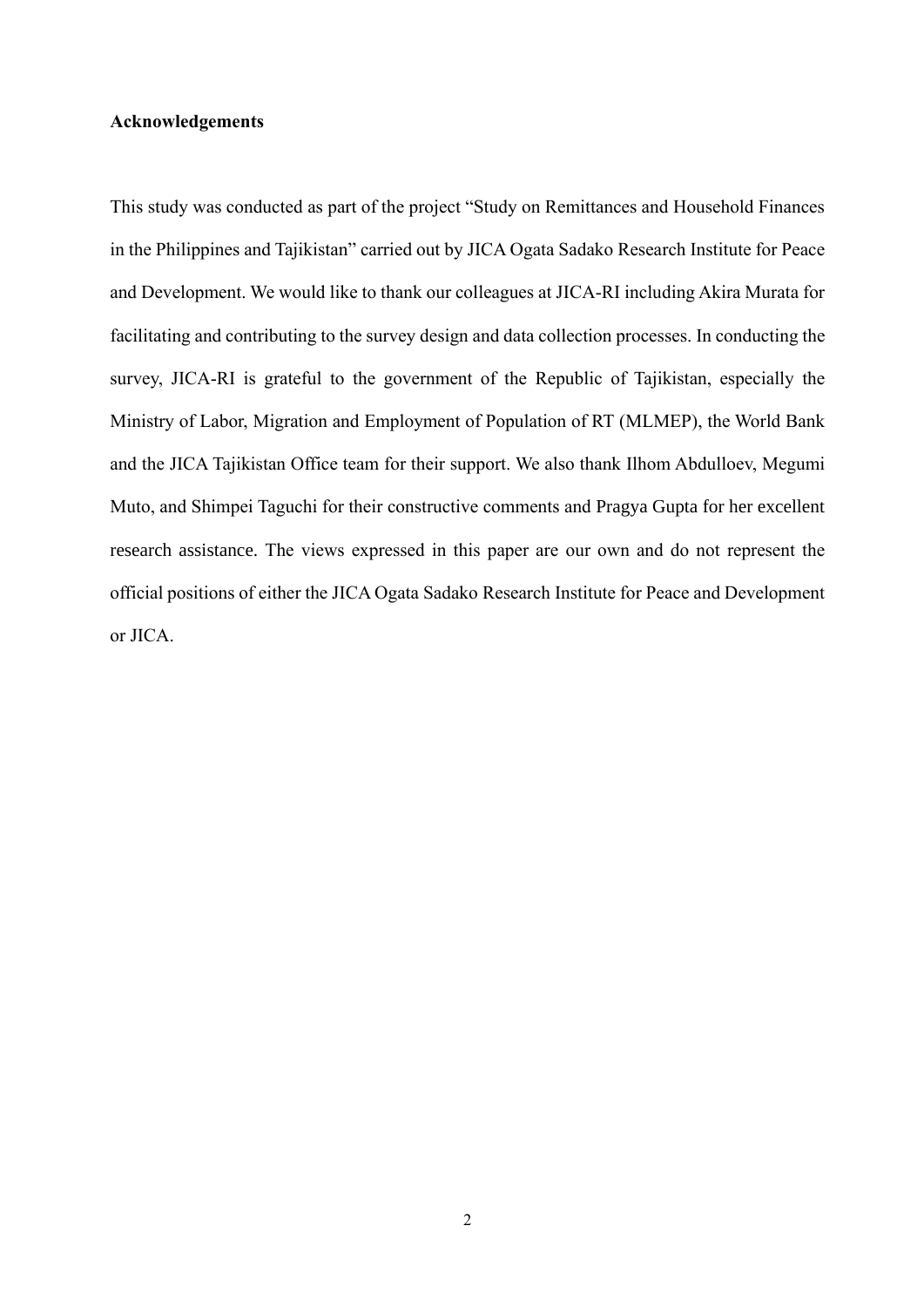**Acknowledgements**

This study was conducted as part of the project "Study on Remittances and Household Finances in the Philippines and Tajikistan" carried out by JICA Ogata Sadako Research Institute for Peace and Development. We would like to thank our colleagues at JICA-RI including Akira Murata for facilitating and contributing to the survey design and data collection processes. In conducting the survey, JICA-RI is grateful to the government of the Republic of Tajikistan, especially the Ministry of Labor, Migration and Employment of Population of RT (MLMEP), the World Bank and the JICA Tajikistan Office team for their support. We also thank Ilhom Abdulloev, Megumi Muto, and Shimpei Taguchi for their constructive comments and Pragya Gupta for her excellent research assistance. The views expressed in this paper are our own and do not represent the official positions of either the JICA Ogata Sadako Research Institute for Peace and Development or JICA.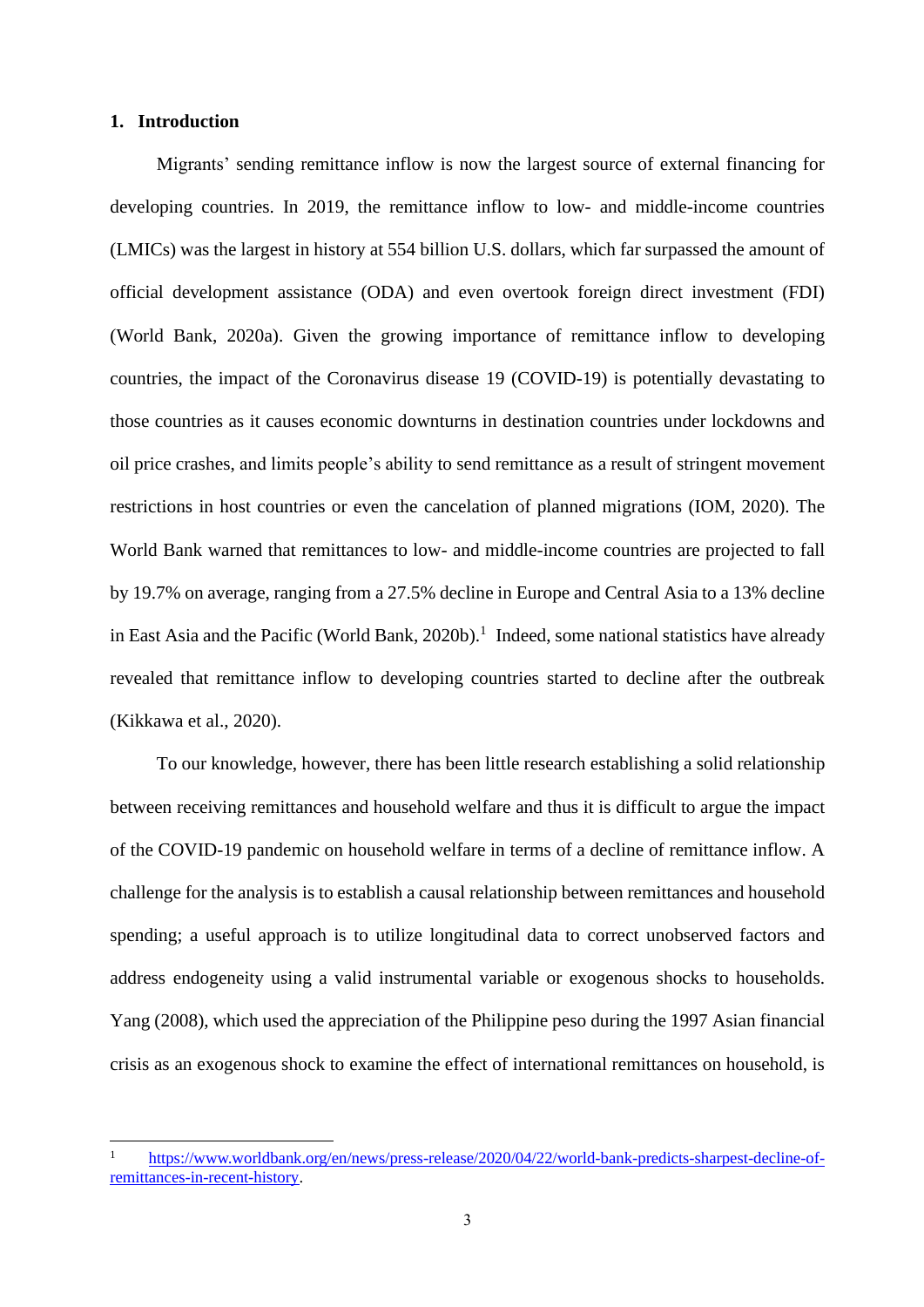## 1. Introduction

Migrants' sending remittance inflow is now the largest source of external financing for developing countries. In 2019, the remittance inflow to low- and middle-income countries (LMICs) was the largest in history at 554 billion U.S. dollars, which far surpassed the amount of official development assistance (ODA) and even overtook foreign direct investment (FDI) (World Bank, 2020a). Given the growing importance of remittance inflow to developing countries, the impact of the Coronavirus disease 19 (COVID-19) is potentially devastating to those countries as it causes economic downturns in destination countries under lockdowns and oil price crashes, and limits people's ability to send remittance as a result of stringent movement restrictions in host countries or even the cancelation of planned migrations (IOM, 2020). The World Bank warned that remittances to low- and middle-income countries are projected to fall by 19.7% on average, ranging from a 27.5% decline in Europe and Central Asia to a 13% decline in East Asia and the Pacific (World Bank, 2020b).[1] Indeed, some national statistics have already revealed that remittance inflow to developing countries started to decline after the outbreak (Kikkawa et al., 2020).

To our knowledge, however, there has been little research establishing a solid relationship between receiving remittances and household welfare and thus it is difficult to argue the impact of the COVID-19 pandemic on household welfare in terms of a decline of remittance inflow. A challenge for the analysis is to establish a causal relationship between remittances and household spending; a useful approach is to utilize longitudinal data to correct unobserved factors and address endogeneity using a valid instrumental variable or exogenous shocks to households. Yang (2008), which used the appreciation of the Philippine peso during the 1997 Asian financial crisis as an exogenous shock to examine the effect of international remittances on household, is

---

[1] https://www.worldbank.org/en/news/press-release/2020/04/22/world-bank-predicts-sharpest-decline-of-remittances-in-recent-history.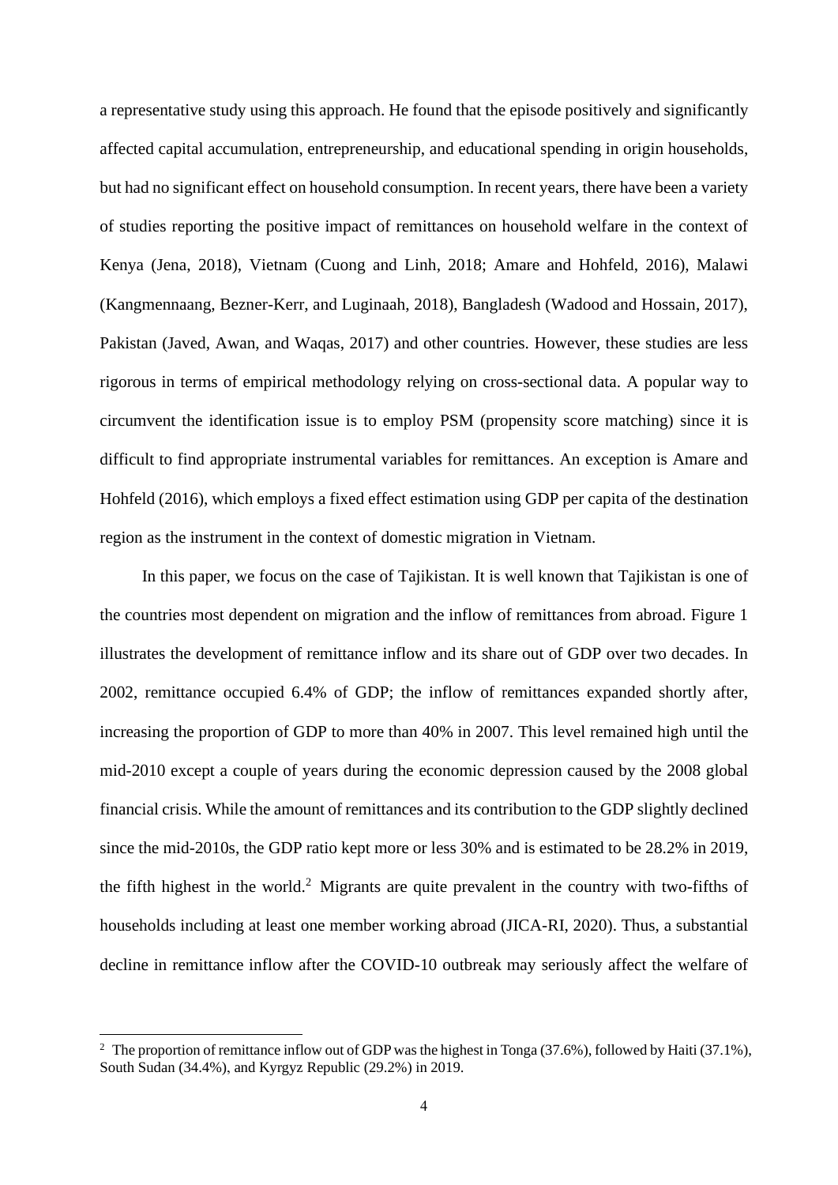a representative study using this approach. He found that the episode positively and significantly affected capital accumulation, entrepreneurship, and educational spending in origin households, but had no significant effect on household consumption. In recent years, there have been a variety of studies reporting the positive impact of remittances on household welfare in the context of Kenya (Jena, 2018), Vietnam (Cuong and Linh, 2018; Amare and Hohfeld, 2016), Malawi (Kangmennaang, Bezner-Kerr, and Luginaah, 2018), Bangladesh (Wadood and Hossain, 2017), Pakistan (Javed, Awan, and Waqas, 2017) and other countries. However, these studies are less rigorous in terms of empirical methodology relying on cross-sectional data. A popular way to circumvent the identification issue is to employ PSM (propensity score matching) since it is difficult to find appropriate instrumental variables for remittances. An exception is Amare and Hohfeld (2016), which employs a fixed effect estimation using GDP per capita of the destination region as the instrument in the context of domestic migration in Vietnam.

In this paper, we focus on the case of Tajikistan. It is well known that Tajikistan is one of the countries most dependent on migration and the inflow of remittances from abroad. Figure 1 illustrates the development of remittance inflow and its share out of GDP over two decades. In 2002, remittance occupied 6.4% of GDP; the inflow of remittances expanded shortly after, increasing the proportion of GDP to more than 40% in 2007. This level remained high until the mid-2010 except a couple of years during the economic depression caused by the 2008 global financial crisis. While the amount of remittances and its contribution to the GDP slightly declined since the mid-2010s, the GDP ratio kept more or less 30% and is estimated to be 28.2% in 2019, the fifth highest in the world.[2] Migrants are quite prevalent in the country with two-fifths of households including at least one member working abroad (JICA-RI, 2020). Thus, a substantial decline in remittance inflow after the COVID-10 outbreak may seriously affect the welfare of

[2] The proportion of remittance inflow out of GDP was the highest in Tonga (37.6%), followed by Haiti (37.1%), South Sudan (34.4%), and Kyrgyz Republic (29.2%) in 2019.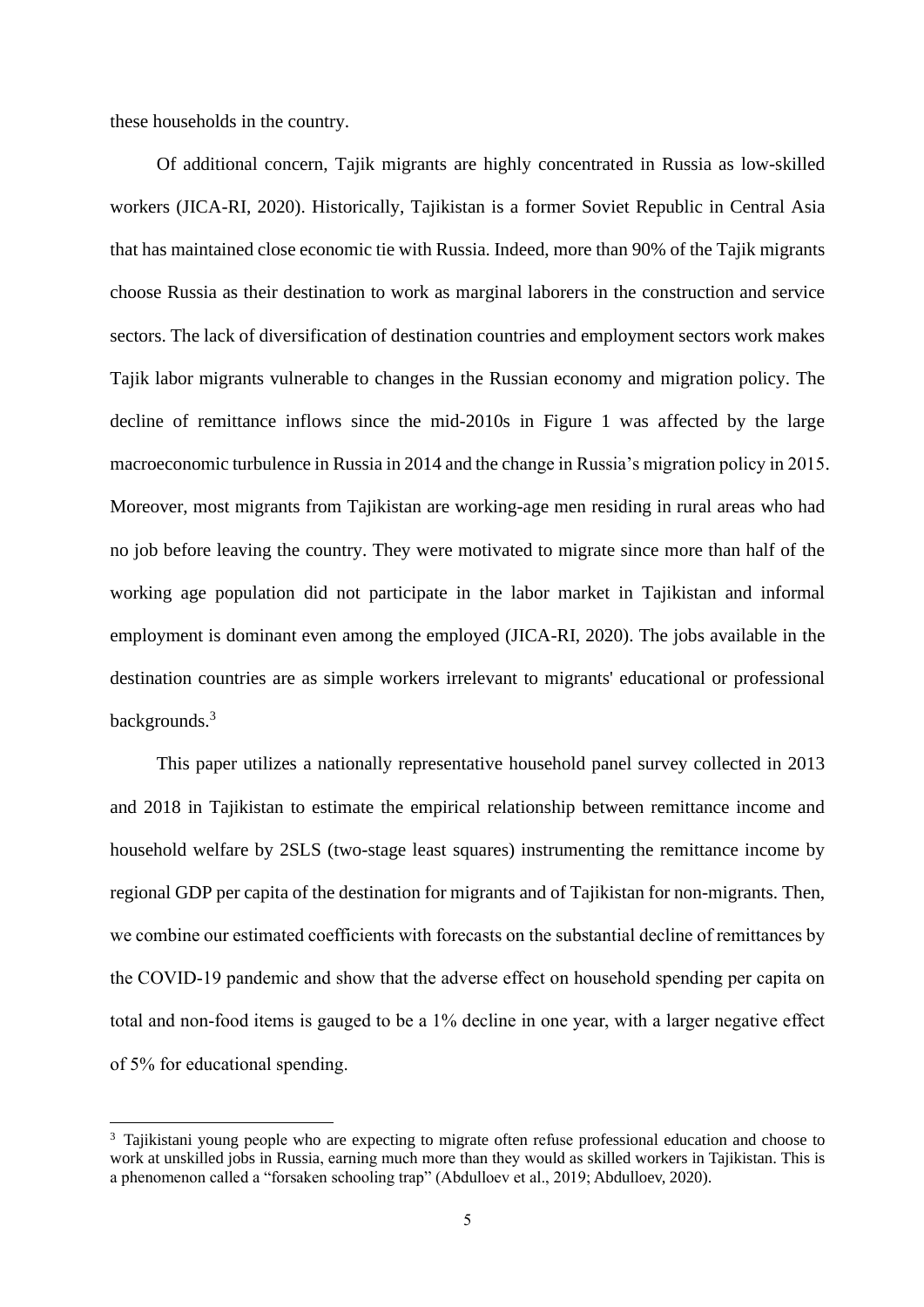these households in the country.

Of additional concern, Tajik migrants are highly concentrated in Russia as low-skilled workers (JICA-RI, 2020). Historically, Tajikistan is a former Soviet Republic in Central Asia that has maintained close economic tie with Russia. Indeed, more than 90% of the Tajik migrants choose Russia as their destination to work as marginal laborers in the construction and service sectors. The lack of diversification of destination countries and employment sectors work makes Tajik labor migrants vulnerable to changes in the Russian economy and migration policy. The decline of remittance inflows since the mid-2010s in Figure 1 was affected by the large macroeconomic turbulence in Russia in 2014 and the change in Russia's migration policy in 2015. Moreover, most migrants from Tajikistan are working-age men residing in rural areas who had no job before leaving the country. They were motivated to migrate since more than half of the working age population did not participate in the labor market in Tajikistan and informal employment is dominant even among the employed (JICA-RI, 2020). The jobs available in the destination countries are as simple workers irrelevant to migrants' educational or professional backgrounds.[3]

This paper utilizes a nationally representative household panel survey collected in 2013 and 2018 in Tajikistan to estimate the empirical relationship between remittance income and household welfare by 2SLS (two-stage least squares) instrumenting the remittance income by regional GDP per capita of the destination for migrants and of Tajikistan for non-migrants. Then, we combine our estimated coefficients with forecasts on the substantial decline of remittances by the COVID-19 pandemic and show that the adverse effect on household spending per capita on total and non-food items is gauged to be a 1% decline in one year, with a larger negative effect of 5% for educational spending.

[3] Tajikistani young people who are expecting to migrate often refuse professional education and choose to work at unskilled jobs in Russia, earning much more than they would as skilled workers in Tajikistan. This is a phenomenon called a "forsaken schooling trap" (Abdulloev et al., 2019; Abdulloev, 2020).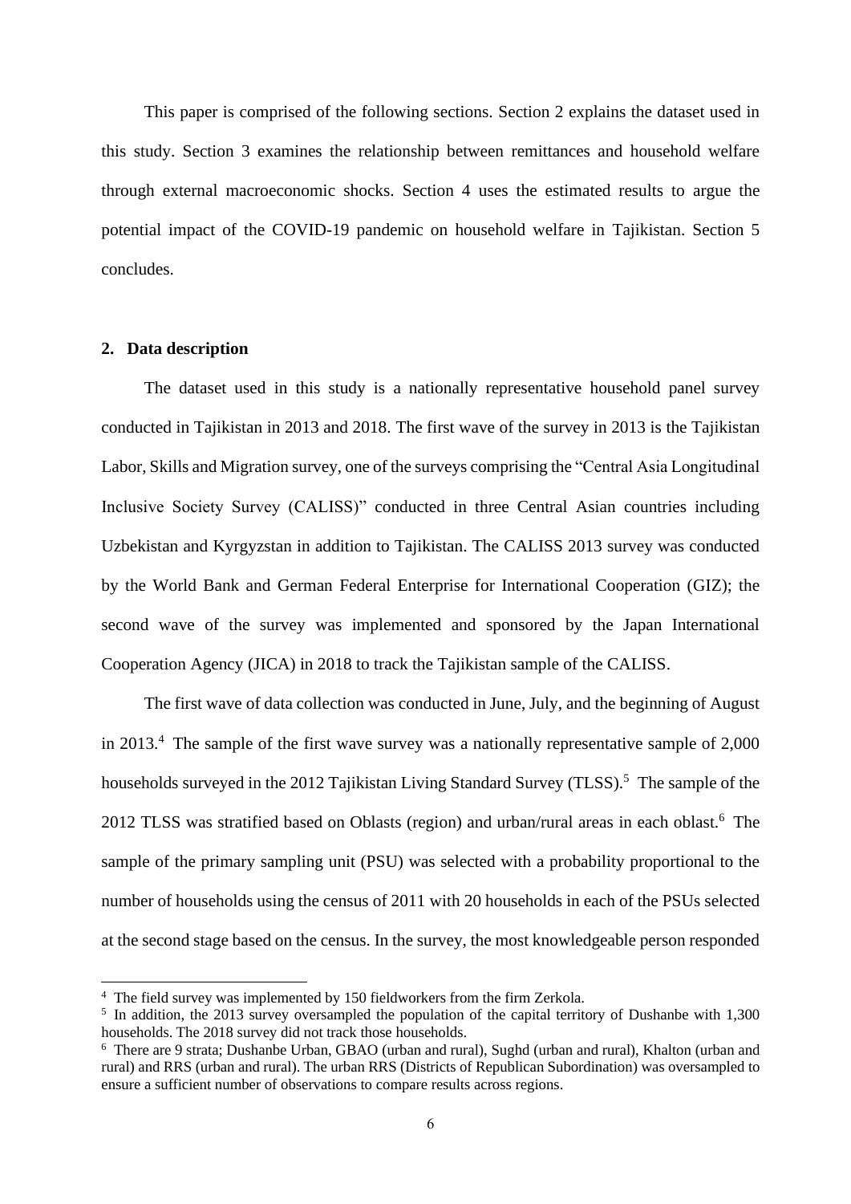This paper is comprised of the following sections. Section 2 explains the dataset used in this study. Section 3 examines the relationship between remittances and household welfare through external macroeconomic shocks. Section 4 uses the estimated results to argue the potential impact of the COVID-19 pandemic on household welfare in Tajikistan. Section 5 concludes.

## 2. Data description

The dataset used in this study is a nationally representative household panel survey conducted in Tajikistan in 2013 and 2018. The first wave of the survey in 2013 is the Tajikistan Labor, Skills and Migration survey, one of the surveys comprising the "Central Asia Longitudinal Inclusive Society Survey (CALISS)" conducted in three Central Asian countries including Uzbekistan and Kyrgyzstan in addition to Tajikistan. The CALISS 2013 survey was conducted by the World Bank and German Federal Enterprise for International Cooperation (GIZ); the second wave of the survey was implemented and sponsored by the Japan International Cooperation Agency (JICA) in 2018 to track the Tajikistan sample of the CALISS.

The first wave of data collection was conducted in June, July, and the beginning of August in 2013.[4] The sample of the first wave survey was a nationally representative sample of 2,000 households surveyed in the 2012 Tajikistan Living Standard Survey (TLSS).[5] The sample of the 2012 TLSS was stratified based on Oblasts (region) and urban/rural areas in each oblast.[6] The sample of the primary sampling unit (PSU) was selected with a probability proportional to the number of households using the census of 2011 with 20 households in each of the PSUs selected at the second stage based on the census. In the survey, the most knowledgeable person responded

[4] The field survey was implemented by 150 fieldworkers from the firm Zerkola.

[5] In addition, the 2013 survey oversampled the population of the capital territory of Dushanbe with 1,300 households. The 2018 survey did not track those households.

[6] There are 9 strata; Dushanbe Urban, GBAO (urban and rural), Sughd (urban and rural), Khalton (urban and rural) and RRS (urban and rural). The urban RRS (Districts of Republican Subordination) was oversampled to ensure a sufficient number of observations to compare results across regions.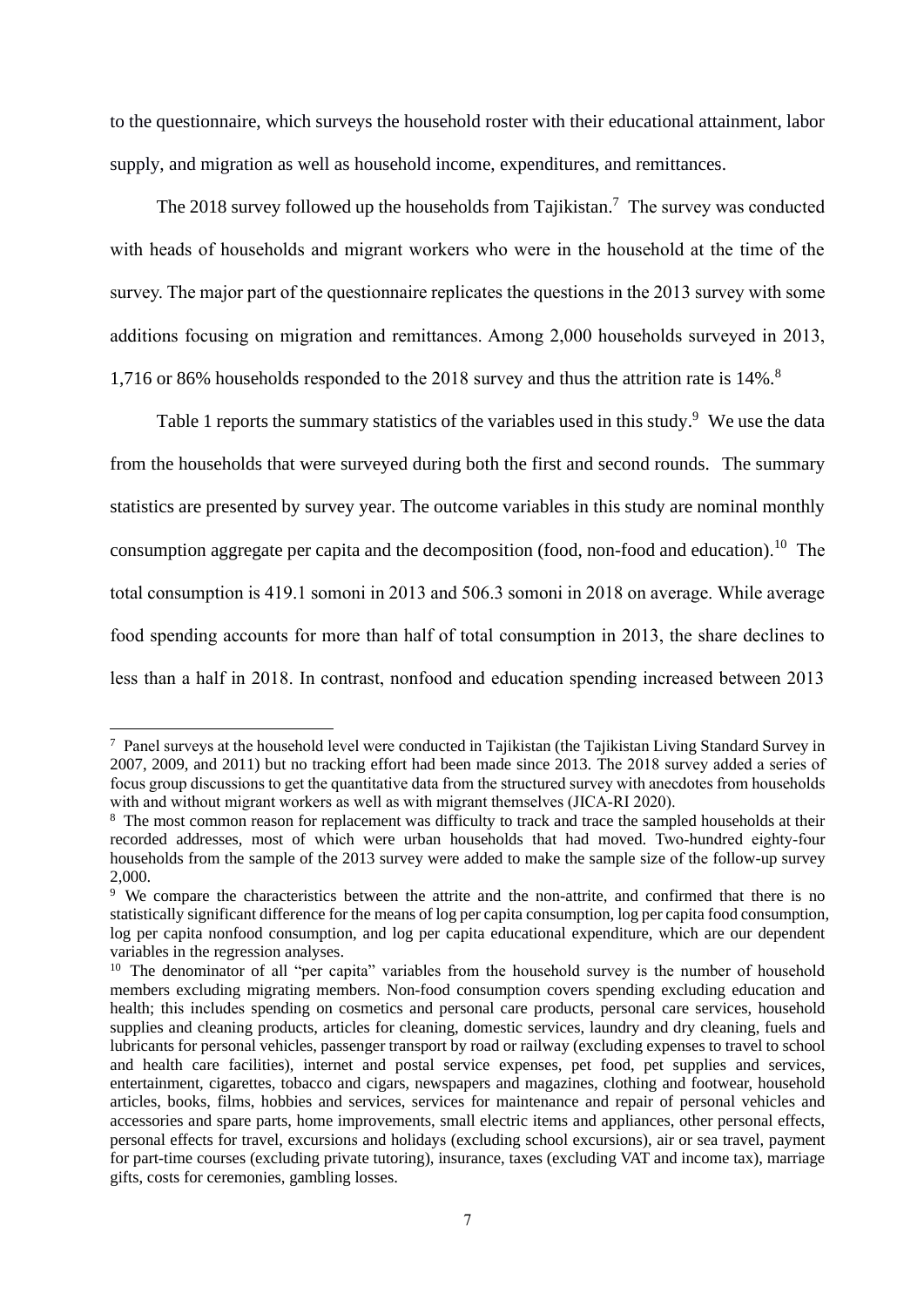to the questionnaire, which surveys the household roster with their educational attainment, labor supply, and migration as well as household income, expenditures, and remittances.

The 2018 survey followed up the households from Tajikistan.[7] The survey was conducted with heads of households and migrant workers who were in the household at the time of the survey. The major part of the questionnaire replicates the questions in the 2013 survey with some additions focusing on migration and remittances. Among 2,000 households surveyed in 2013, 1,716 or 86% households responded to the 2018 survey and thus the attrition rate is 14%.[8]

Table 1 reports the summary statistics of the variables used in this study.[9] We use the data from the households that were surveyed during both the first and second rounds. The summary statistics are presented by survey year. The outcome variables in this study are nominal monthly consumption aggregate per capita and the decomposition (food, non-food and education).[10] The total consumption is 419.1 somoni in 2013 and 506.3 somoni in 2018 on average. While average food spending accounts for more than half of total consumption in 2013, the share declines to less than a half in 2018. In contrast, nonfood and education spending increased between 2013

---

[7] Panel surveys at the household level were conducted in Tajikistan (the Tajikistan Living Standard Survey in 2007, 2009, and 2011) but no tracking effort had been made since 2013. The 2018 survey added a series of focus group discussions to get the quantitative data from the structured survey with anecdotes from households with and without migrant workers as well as with migrant themselves (JICA-RI 2020).

[8] The most common reason for replacement was difficulty to track and trace the sampled households at their recorded addresses, most of which were urban households that had moved. Two-hundred eighty-four households from the sample of the 2013 survey were added to make the sample size of the follow-up survey 2,000.

[9] We compare the characteristics between the attrite and the non-attrite, and confirmed that there is no statistically significant difference for the means of log per capita consumption, log per capita food consumption, log per capita nonfood consumption, and log per capita educational expenditure, which are our dependent variables in the regression analyses.

[10] The denominator of all "per capita" variables from the household survey is the number of household members excluding migrating members. Non-food consumption covers spending excluding education and health; this includes spending on cosmetics and personal care products, personal care services, household supplies and cleaning products, articles for cleaning, domestic services, laundry and dry cleaning, fuels and lubricants for personal vehicles, passenger transport by road or railway (excluding expenses to travel to school and health care facilities), internet and postal service expenses, pet food, pet supplies and services, entertainment, cigarettes, tobacco and cigars, newspapers and magazines, clothing and footwear, household articles, books, films, hobbies and services, services for maintenance and repair of personal vehicles and accessories and spare parts, home improvements, small electric items and appliances, other personal effects, personal effects for travel, excursions and holidays (excluding school excursions), air or sea travel, payment for part-time courses (excluding private tutoring), insurance, taxes (excluding VAT and income tax), marriage gifts, costs for ceremonies, gambling losses.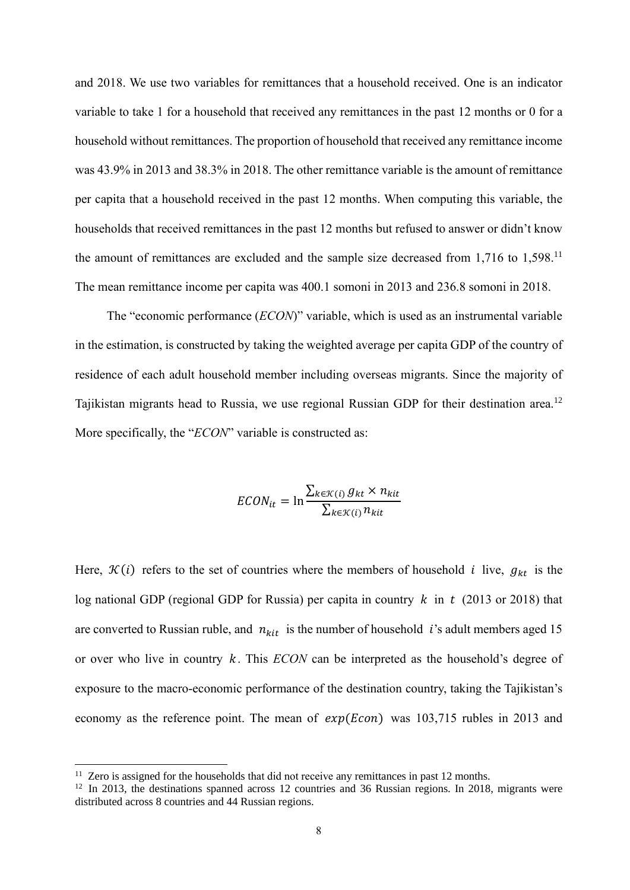and 2018. We use two variables for remittances that a household received. One is an indicator variable to take 1 for a household that received any remittances in the past 12 months or 0 for a household without remittances. The proportion of household that received any remittance income was 43.9% in 2013 and 38.3% in 2018. The other remittance variable is the amount of remittance per capita that a household received in the past 12 months. When computing this variable, the households that received remittances in the past 12 months but refused to answer or didn't know the amount of remittances are excluded and the sample size decreased from 1,716 to 1,598.[11] The mean remittance income per capita was 400.1 somoni in 2013 and 236.8 somoni in 2018.

The "economic performance (*ECON*)" variable, which is used as an instrumental variable in the estimation, is constructed by taking the weighted average per capita GDP of the country of residence of each adult household member including overseas migrants. Since the majority of Tajikistan migrants head to Russia, we use regional Russian GDP for their destination area.[12] More specifically, the "*ECON*" variable is constructed as:

$$ECON_{it} = \ln \frac{\sum_{k \in \mathcal{K}(i)} g_{kt} \times n_{kit}}{\sum_{k \in \mathcal{K}(i)} n_{kit}}$$

Here, $\mathcal{K}(i)$ refers to the set of countries where the members of household $i$ live, $g_{kt}$ is the log national GDP (regional GDP for Russia) per capita in country $k$ in $t$ (2013 or 2018) that are converted to Russian ruble, and $n_{kit}$ is the number of household $i$'s adult members aged 15 or over who live in country $k$. This *ECON* can be interpreted as the household's degree of exposure to the macro-economic performance of the destination country, taking the Tajikistan's economy as the reference point. The mean of $exp(Econ)$ was 103,715 rubles in 2013 and

---

[11] Zero is assigned for the households that did not receive any remittances in past 12 months.

[12] In 2013, the destinations spanned across 12 countries and 36 Russian regions. In 2018, migrants were distributed across 8 countries and 44 Russian regions.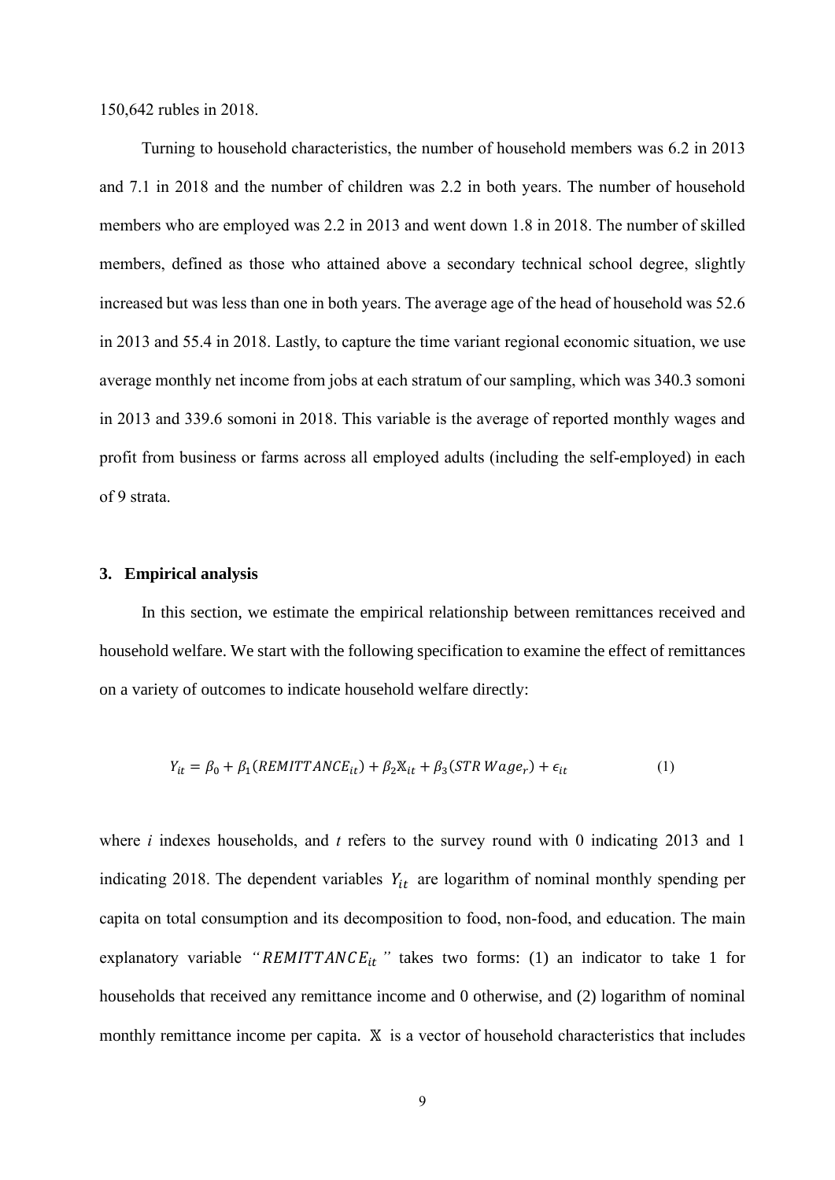150,642 rubles in 2018.

Turning to household characteristics, the number of household members was 6.2 in 2013 and 7.1 in 2018 and the number of children was 2.2 in both years. The number of household members who are employed was 2.2 in 2013 and went down 1.8 in 2018. The number of skilled members, defined as those who attained above a secondary technical school degree, slightly increased but was less than one in both years. The average age of the head of household was 52.6 in 2013 and 55.4 in 2018. Lastly, to capture the time variant regional economic situation, we use average monthly net income from jobs at each stratum of our sampling, which was 340.3 somoni in 2013 and 339.6 somoni in 2018. This variable is the average of reported monthly wages and profit from business or farms across all employed adults (including the self-employed) in each of 9 strata.

## 3. Empirical analysis

In this section, we estimate the empirical relationship between remittances received and household welfare. We start with the following specification to examine the effect of remittances on a variety of outcomes to indicate household welfare directly:

$$Y_{it} = \beta_0 + \beta_1(REMITTANCE_{it}) + \beta_2\mathbb{X}_{it} + \beta_3(STR\,Wage_r) + \epsilon_{it} \qquad (1)$$

where *i* indexes households, and *t* refers to the survey round with 0 indicating 2013 and 1 indicating 2018. The dependent variables $Y_{it}$ are logarithm of nominal monthly spending per capita on total consumption and its decomposition to food, non-food, and education. The main explanatory variable "$REMITTANCE_{it}$" takes two forms: (1) an indicator to take 1 for households that received any remittance income and 0 otherwise, and (2) logarithm of nominal monthly remittance income per capita. $\mathbb{X}$ is a vector of household characteristics that includes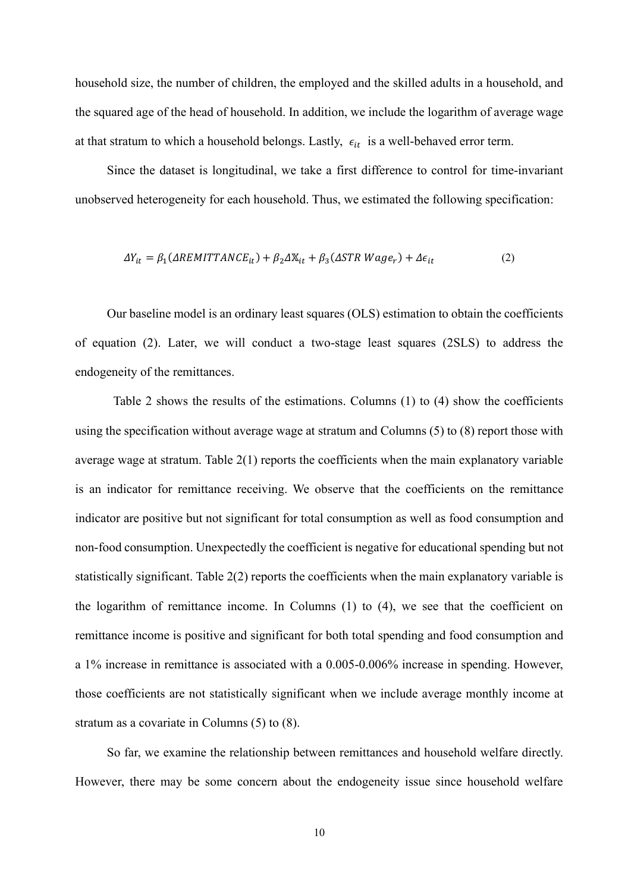household size, the number of children, the employed and the skilled adults in a household, and the squared age of the head of household. In addition, we include the logarithm of average wage at that stratum to which a household belongs. Lastly, $\epsilon_{it}$ is a well-behaved error term.

Since the dataset is longitudinal, we take a first difference to control for time-invariant unobserved heterogeneity for each household. Thus, we estimated the following specification:

$$\Delta Y_{it} = \beta_1(\Delta REMITTANCE_{it}) + \beta_2 \Delta \mathbb{X}_{it} + \beta_3(\Delta STR\ Wage_r) + \Delta\epsilon_{it} \tag{2}$$

Our baseline model is an ordinary least squares (OLS) estimation to obtain the coefficients of equation (2). Later, we will conduct a two-stage least squares (2SLS) to address the endogeneity of the remittances.

Table 2 shows the results of the estimations. Columns (1) to (4) show the coefficients using the specification without average wage at stratum and Columns (5) to (8) report those with average wage at stratum. Table 2(1) reports the coefficients when the main explanatory variable is an indicator for remittance receiving. We observe that the coefficients on the remittance indicator are positive but not significant for total consumption as well as food consumption and non-food consumption. Unexpectedly the coefficient is negative for educational spending but not statistically significant. Table 2(2) reports the coefficients when the main explanatory variable is the logarithm of remittance income. In Columns (1) to (4), we see that the coefficient on remittance income is positive and significant for both total spending and food consumption and a 1% increase in remittance is associated with a 0.005-0.006% increase in spending. However, those coefficients are not statistically significant when we include average monthly income at stratum as a covariate in Columns (5) to (8).

So far, we examine the relationship between remittances and household welfare directly. However, there may be some concern about the endogeneity issue since household welfare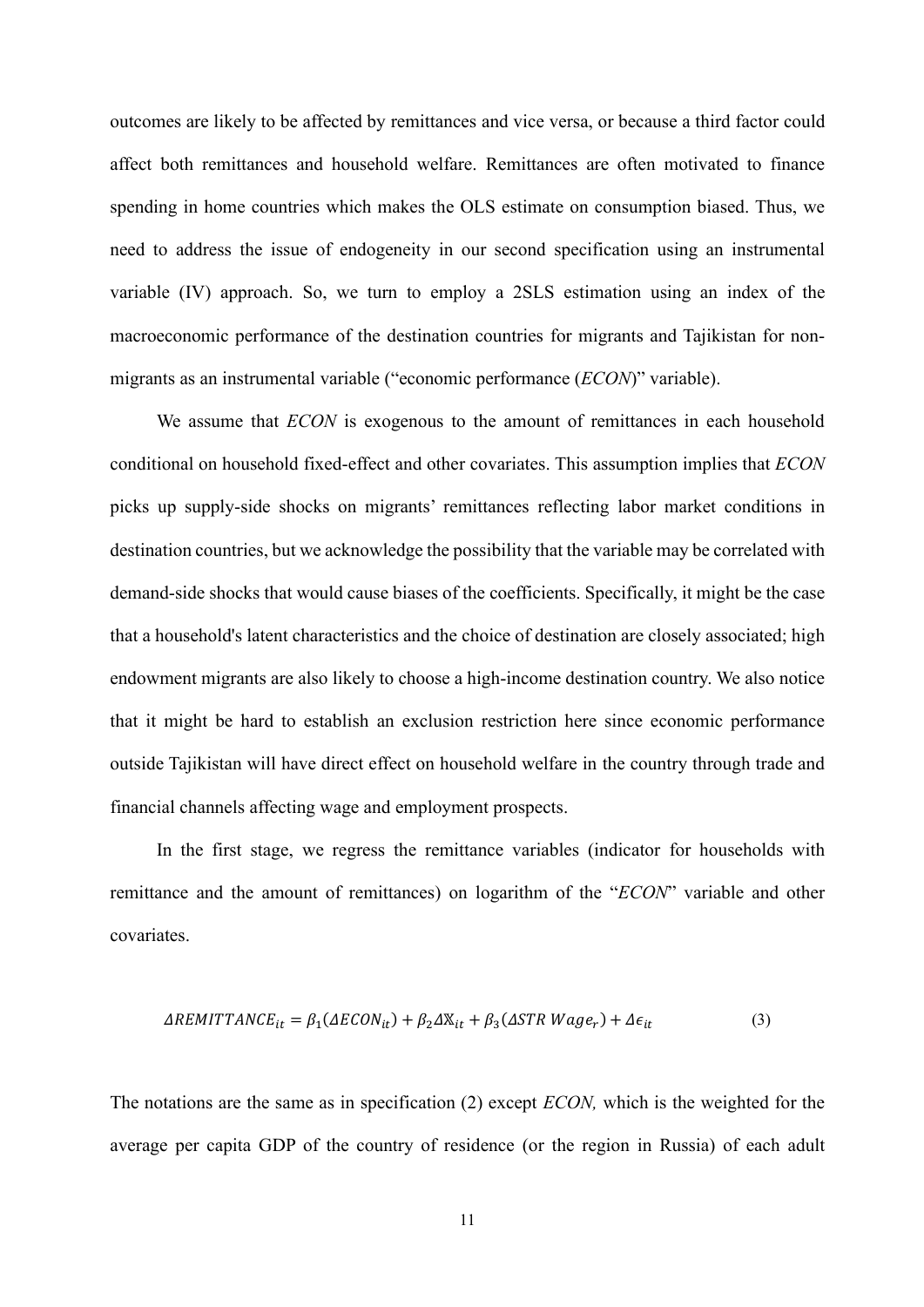outcomes are likely to be affected by remittances and vice versa, or because a third factor could affect both remittances and household welfare. Remittances are often motivated to finance spending in home countries which makes the OLS estimate on consumption biased. Thus, we need to address the issue of endogeneity in our second specification using an instrumental variable (IV) approach. So, we turn to employ a 2SLS estimation using an index of the macroeconomic performance of the destination countries for migrants and Tajikistan for non-migrants as an instrumental variable ("economic performance (*ECON*)" variable).

We assume that *ECON* is exogenous to the amount of remittances in each household conditional on household fixed-effect and other covariates. This assumption implies that *ECON* picks up supply-side shocks on migrants' remittances reflecting labor market conditions in destination countries, but we acknowledge the possibility that the variable may be correlated with demand-side shocks that would cause biases of the coefficients. Specifically, it might be the case that a household's latent characteristics and the choice of destination are closely associated; high endowment migrants are also likely to choose a high-income destination country. We also notice that it might be hard to establish an exclusion restriction here since economic performance outside Tajikistan will have direct effect on household welfare in the country through trade and financial channels affecting wage and employment prospects.

In the first stage, we regress the remittance variables (indicator for households with remittance and the amount of remittances) on logarithm of the "*ECON*" variable and other covariates.

$$\Delta REMITTANCE_{it} = \beta_1(\Delta ECON_{it}) + \beta_2 \Delta \mathbb{X}_{it} + \beta_3(\Delta STR\ Wage_r) + \Delta \epsilon_{it} \tag{3}$$

The notations are the same as in specification (2) except *ECON,* which is the weighted for the average per capita GDP of the country of residence (or the region in Russia) of each adult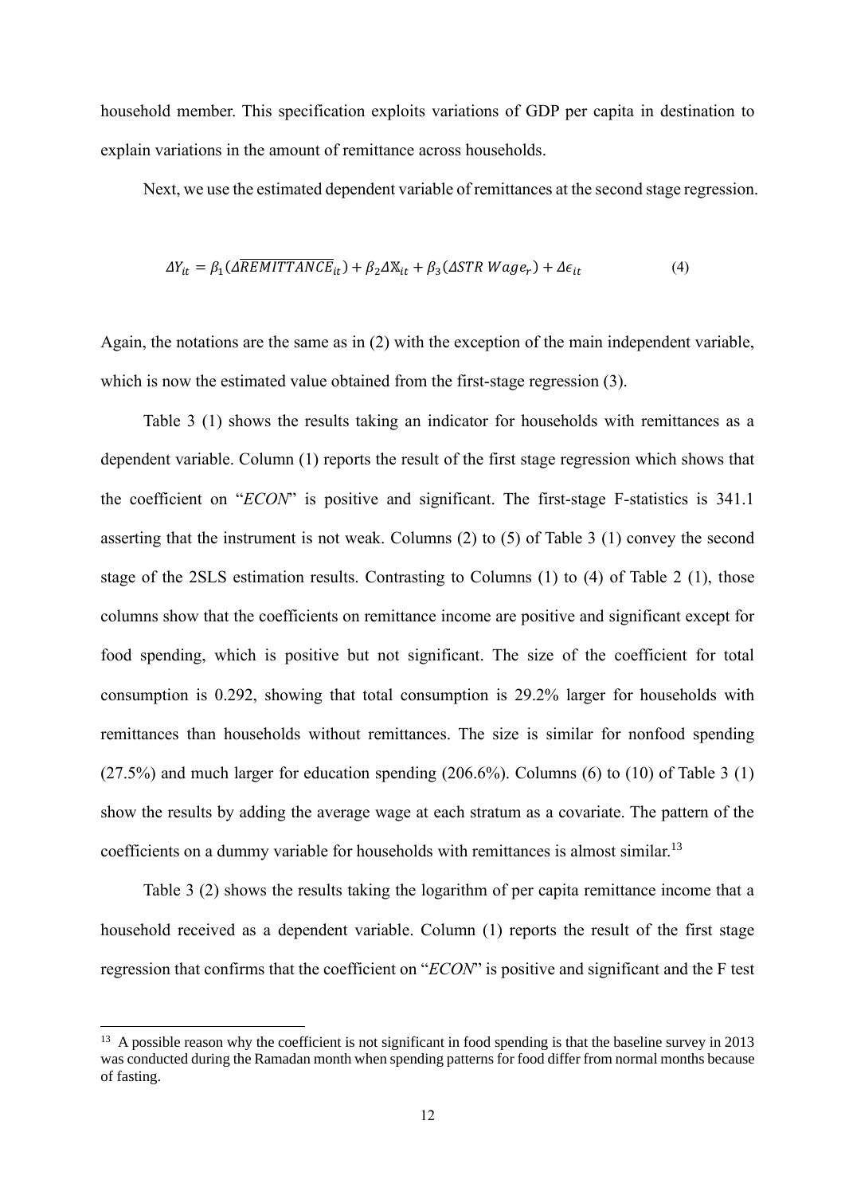household member. This specification exploits variations of GDP per capita in destination to explain variations in the amount of remittance across households.

Next, we use the estimated dependent variable of remittances at the second stage regression.

$$\Delta Y_{it} = \beta_1(\Delta\overline{REMITTANCE}_{it}) + \beta_2\Delta\mathbb{X}_{it} + \beta_3(\Delta STR\ Wage_r) + \Delta\epsilon_{it} \tag{4}$$

Again, the notations are the same as in (2) with the exception of the main independent variable, which is now the estimated value obtained from the first-stage regression (3).

Table 3 (1) shows the results taking an indicator for households with remittances as a dependent variable. Column (1) reports the result of the first stage regression which shows that the coefficient on "*ECON*" is positive and significant. The first-stage F-statistics is 341.1 asserting that the instrument is not weak. Columns (2) to (5) of Table 3 (1) convey the second stage of the 2SLS estimation results. Contrasting to Columns (1) to (4) of Table 2 (1), those columns show that the coefficients on remittance income are positive and significant except for food spending, which is positive but not significant. The size of the coefficient for total consumption is 0.292, showing that total consumption is 29.2% larger for households with remittances than households without remittances. The size is similar for nonfood spending (27.5%) and much larger for education spending (206.6%). Columns (6) to (10) of Table 3 (1) show the results by adding the average wage at each stratum as a covariate. The pattern of the coefficients on a dummy variable for households with remittances is almost similar.[13]

Table 3 (2) shows the results taking the logarithm of per capita remittance income that a household received as a dependent variable. Column (1) reports the result of the first stage regression that confirms that the coefficient on "*ECON*" is positive and significant and the F test

[13] A possible reason why the coefficient is not significant in food spending is that the baseline survey in 2013 was conducted during the Ramadan month when spending patterns for food differ from normal months because of fasting.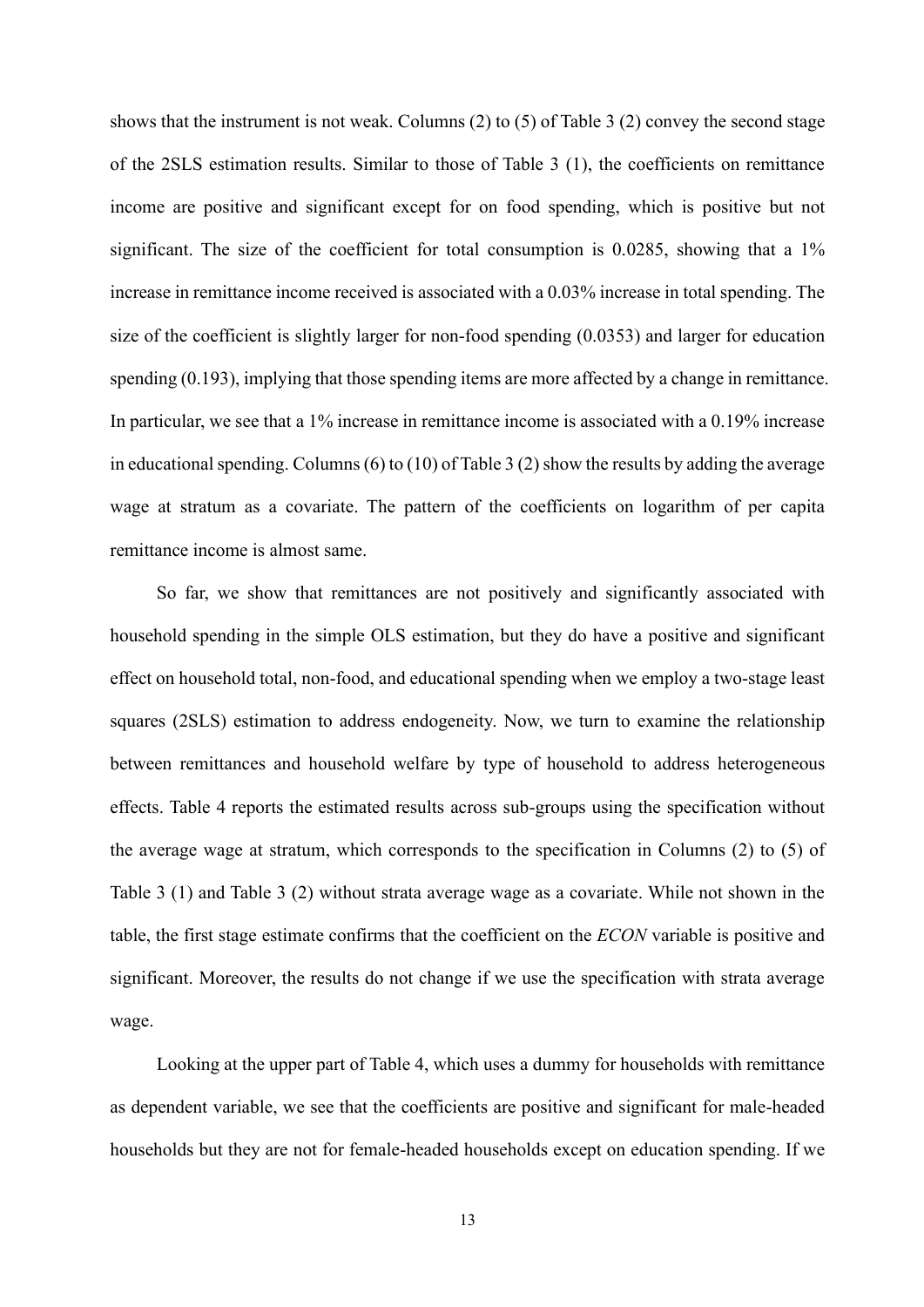shows that the instrument is not weak. Columns (2) to (5) of Table 3 (2) convey the second stage of the 2SLS estimation results. Similar to those of Table 3 (1), the coefficients on remittance income are positive and significant except for on food spending, which is positive but not significant. The size of the coefficient for total consumption is 0.0285, showing that a 1% increase in remittance income received is associated with a 0.03% increase in total spending. The size of the coefficient is slightly larger for non-food spending (0.0353) and larger for education spending (0.193), implying that those spending items are more affected by a change in remittance. In particular, we see that a 1% increase in remittance income is associated with a 0.19% increase in educational spending. Columns (6) to (10) of Table 3 (2) show the results by adding the average wage at stratum as a covariate. The pattern of the coefficients on logarithm of per capita remittance income is almost same.

So far, we show that remittances are not positively and significantly associated with household spending in the simple OLS estimation, but they do have a positive and significant effect on household total, non-food, and educational spending when we employ a two-stage least squares (2SLS) estimation to address endogeneity. Now, we turn to examine the relationship between remittances and household welfare by type of household to address heterogeneous effects. Table 4 reports the estimated results across sub-groups using the specification without the average wage at stratum, which corresponds to the specification in Columns (2) to (5) of Table 3 (1) and Table 3 (2) without strata average wage as a covariate. While not shown in the table, the first stage estimate confirms that the coefficient on the *ECON* variable is positive and significant. Moreover, the results do not change if we use the specification with strata average wage.

Looking at the upper part of Table 4, which uses a dummy for households with remittance as dependent variable, we see that the coefficients are positive and significant for male-headed households but they are not for female-headed households except on education spending. If we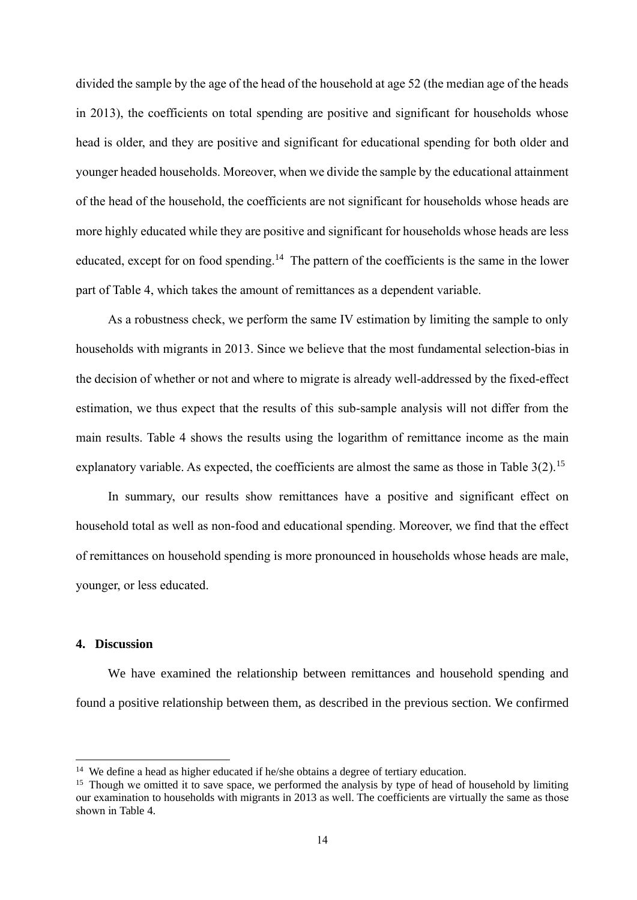divided the sample by the age of the head of the household at age 52 (the median age of the heads in 2013), the coefficients on total spending are positive and significant for households whose head is older, and they are positive and significant for educational spending for both older and younger headed households. Moreover, when we divide the sample by the educational attainment of the head of the household, the coefficients are not significant for households whose heads are more highly educated while they are positive and significant for households whose heads are less educated, except for on food spending.[14] The pattern of the coefficients is the same in the lower part of Table 4, which takes the amount of remittances as a dependent variable.

As a robustness check, we perform the same IV estimation by limiting the sample to only households with migrants in 2013. Since we believe that the most fundamental selection-bias in the decision of whether or not and where to migrate is already well-addressed by the fixed-effect estimation, we thus expect that the results of this sub-sample analysis will not differ from the main results. Table 4 shows the results using the logarithm of remittance income as the main explanatory variable. As expected, the coefficients are almost the same as those in Table 3(2).[15]

In summary, our results show remittances have a positive and significant effect on household total as well as non-food and educational spending. Moreover, we find that the effect of remittances on household spending is more pronounced in households whose heads are male, younger, or less educated.

## 4. Discussion

We have examined the relationship between remittances and household spending and found a positive relationship between them, as described in the previous section. We confirmed

[14] We define a head as higher educated if he/she obtains a degree of tertiary education.

[15] Though we omitted it to save space, we performed the analysis by type of head of household by limiting our examination to households with migrants in 2013 as well. The coefficients are virtually the same as those shown in Table 4.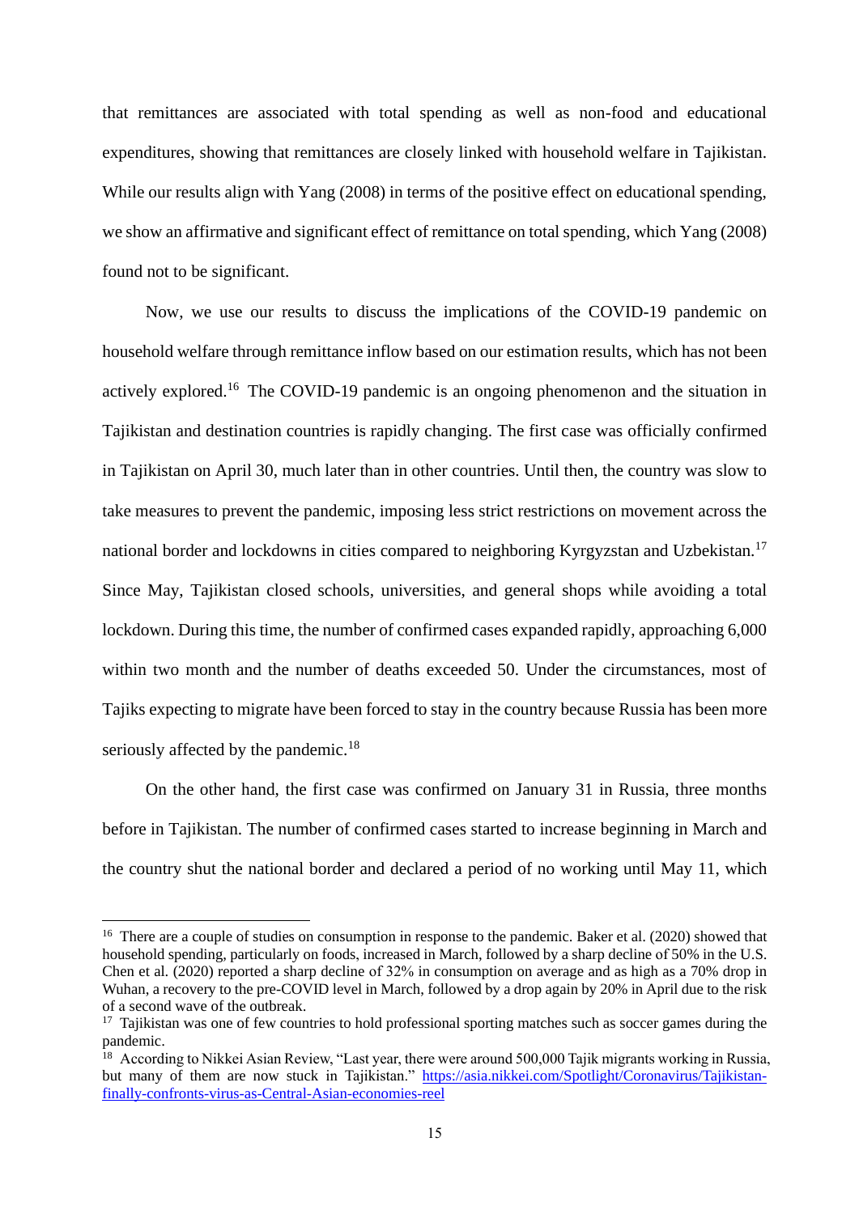that remittances are associated with total spending as well as non-food and educational expenditures, showing that remittances are closely linked with household welfare in Tajikistan. While our results align with Yang (2008) in terms of the positive effect on educational spending, we show an affirmative and significant effect of remittance on total spending, which Yang (2008) found not to be significant.

Now, we use our results to discuss the implications of the COVID-19 pandemic on household welfare through remittance inflow based on our estimation results, which has not been actively explored.[16] The COVID-19 pandemic is an ongoing phenomenon and the situation in Tajikistan and destination countries is rapidly changing. The first case was officially confirmed in Tajikistan on April 30, much later than in other countries. Until then, the country was slow to take measures to prevent the pandemic, imposing less strict restrictions on movement across the national border and lockdowns in cities compared to neighboring Kyrgyzstan and Uzbekistan.[17] Since May, Tajikistan closed schools, universities, and general shops while avoiding a total lockdown. During this time, the number of confirmed cases expanded rapidly, approaching 6,000 within two month and the number of deaths exceeded 50. Under the circumstances, most of Tajiks expecting to migrate have been forced to stay in the country because Russia has been more seriously affected by the pandemic.[18]

On the other hand, the first case was confirmed on January 31 in Russia, three months before in Tajikistan. The number of confirmed cases started to increase beginning in March and the country shut the national border and declared a period of no working until May 11, which

---

[16] There are a couple of studies on consumption in response to the pandemic. Baker et al. (2020) showed that household spending, particularly on foods, increased in March, followed by a sharp decline of 50% in the U.S. Chen et al. (2020) reported a sharp decline of 32% in consumption on average and as high as a 70% drop in Wuhan, a recovery to the pre-COVID level in March, followed by a drop again by 20% in April due to the risk of a second wave of the outbreak.

[17] Tajikistan was one of few countries to hold professional sporting matches such as soccer games during the pandemic.

[18] According to Nikkei Asian Review, "Last year, there were around 500,000 Tajik migrants working in Russia, but many of them are now stuck in Tajikistan." https://asia.nikkei.com/Spotlight/Coronavirus/Tajikistan-finally-confronts-virus-as-Central-Asian-economies-reel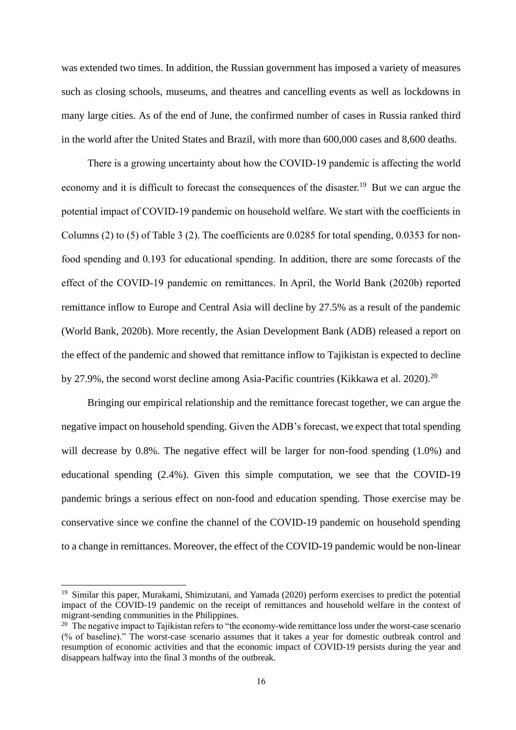was extended two times. In addition, the Russian government has imposed a variety of measures such as closing schools, museums, and theatres and cancelling events as well as lockdowns in many large cities. As of the end of June, the confirmed number of cases in Russia ranked third in the world after the United States and Brazil, with more than 600,000 cases and 8,600 deaths.

There is a growing uncertainty about how the COVID-19 pandemic is affecting the world economy and it is difficult to forecast the consequences of the disaster.[19] But we can argue the potential impact of COVID-19 pandemic on household welfare. We start with the coefficients in Columns (2) to (5) of Table 3 (2). The coefficients are 0.0285 for total spending, 0.0353 for non-food spending and 0.193 for educational spending. In addition, there are some forecasts of the effect of the COVID-19 pandemic on remittances. In April, the World Bank (2020b) reported remittance inflow to Europe and Central Asia will decline by 27.5% as a result of the pandemic (World Bank, 2020b). More recently, the Asian Development Bank (ADB) released a report on the effect of the pandemic and showed that remittance inflow to Tajikistan is expected to decline by 27.9%, the second worst decline among Asia-Pacific countries (Kikkawa et al. 2020).[20]

Bringing our empirical relationship and the remittance forecast together, we can argue the negative impact on household spending. Given the ADB's forecast, we expect that total spending will decrease by 0.8%. The negative effect will be larger for non-food spending (1.0%) and educational spending (2.4%). Given this simple computation, we see that the COVID-19 pandemic brings a serious effect on non-food and education spending. Those exercise may be conservative since we confine the channel of the COVID-19 pandemic on household spending to a change in remittances. Moreover, the effect of the COVID-19 pandemic would be non-linear

---

[19] Similar this paper, Murakami, Shimizutani, and Yamada (2020) perform exercises to predict the potential impact of the COVID-19 pandemic on the receipt of remittances and household welfare in the context of migrant-sending communities in the Philippines.

[20] The negative impact to Tajikistan refers to "the economy-wide remittance loss under the worst-case scenario (% of baseline)." The worst-case scenario assumes that it takes a year for domestic outbreak control and resumption of economic activities and that the economic impact of COVID-19 persists during the year and disappears halfway into the final 3 months of the outbreak.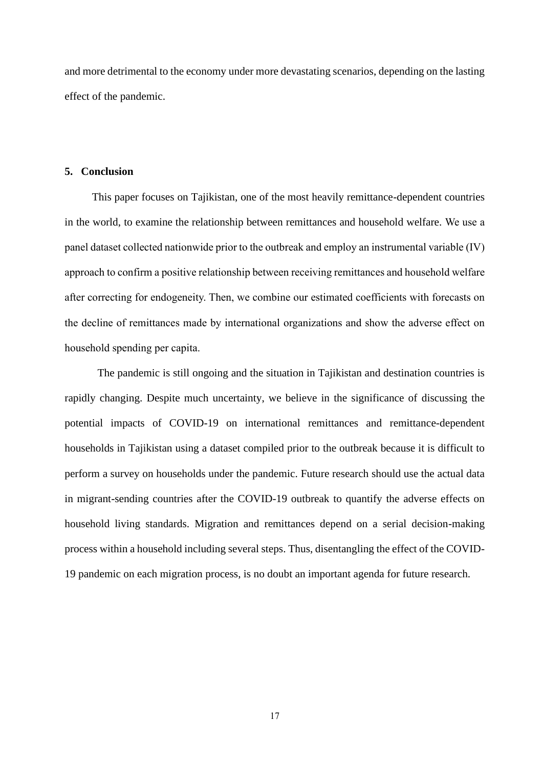and more detrimental to the economy under more devastating scenarios, depending on the lasting effect of the pandemic.

## 5. Conclusion

This paper focuses on Tajikistan, one of the most heavily remittance-dependent countries in the world, to examine the relationship between remittances and household welfare. We use a panel dataset collected nationwide prior to the outbreak and employ an instrumental variable (IV) approach to confirm a positive relationship between receiving remittances and household welfare after correcting for endogeneity. Then, we combine our estimated coefficients with forecasts on the decline of remittances made by international organizations and show the adverse effect on household spending per capita.

The pandemic is still ongoing and the situation in Tajikistan and destination countries is rapidly changing. Despite much uncertainty, we believe in the significance of discussing the potential impacts of COVID-19 on international remittances and remittance-dependent households in Tajikistan using a dataset compiled prior to the outbreak because it is difficult to perform a survey on households under the pandemic. Future research should use the actual data in migrant-sending countries after the COVID-19 outbreak to quantify the adverse effects on household living standards. Migration and remittances depend on a serial decision-making process within a household including several steps. Thus, disentangling the effect of the COVID-19 pandemic on each migration process, is no doubt an important agenda for future research.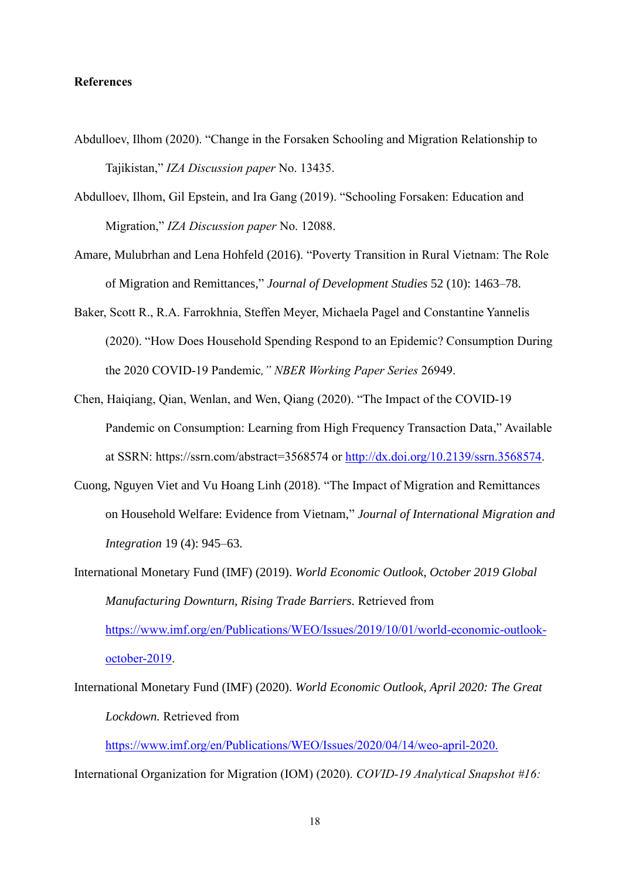**References**

Abdulloev, Ilhom (2020). "Change in the Forsaken Schooling and Migration Relationship to Tajikistan," *IZA Discussion paper* No. 13435.

Abdulloev, Ilhom, Gil Epstein, and Ira Gang (2019). "Schooling Forsaken: Education and Migration," *IZA Discussion paper* No. 12088.

Amare, Mulubrhan and Lena Hohfeld (2016). "Poverty Transition in Rural Vietnam: The Role of Migration and Remittances," *Journal of Development Studies* 52 (10): 1463–78.

Baker, Scott R., R.A. Farrokhnia, Steffen Meyer, Michaela Pagel and Constantine Yannelis (2020). "How Does Household Spending Respond to an Epidemic? Consumption During the 2020 COVID-19 Pandemic*," NBER Working Paper Series* 26949.

Chen, Haiqiang, Qian, Wenlan, and Wen, Qiang (2020). "The Impact of the COVID-19 Pandemic on Consumption: Learning from High Frequency Transaction Data," Available at SSRN: https://ssrn.com/abstract=3568574 or http://dx.doi.org/10.2139/ssrn.3568574.

Cuong, Nguyen Viet and Vu Hoang Linh (2018). "The Impact of Migration and Remittances on Household Welfare: Evidence from Vietnam," *Journal of International Migration and Integration* 19 (4): 945–63.

International Monetary Fund (IMF) (2019). *World Economic Outlook, October 2019 Global Manufacturing Downturn, Rising Trade Barriers*. Retrieved from https://www.imf.org/en/Publications/WEO/Issues/2019/10/01/world-economic-outlook-october-2019.

International Monetary Fund (IMF) (2020). *World Economic Outlook, April 2020: The Great Lockdown.* Retrieved from https://www.imf.org/en/Publications/WEO/Issues/2020/04/14/weo-april-2020.

International Organization for Migration (IOM) (2020). *COVID-19 Analytical Snapshot #16:*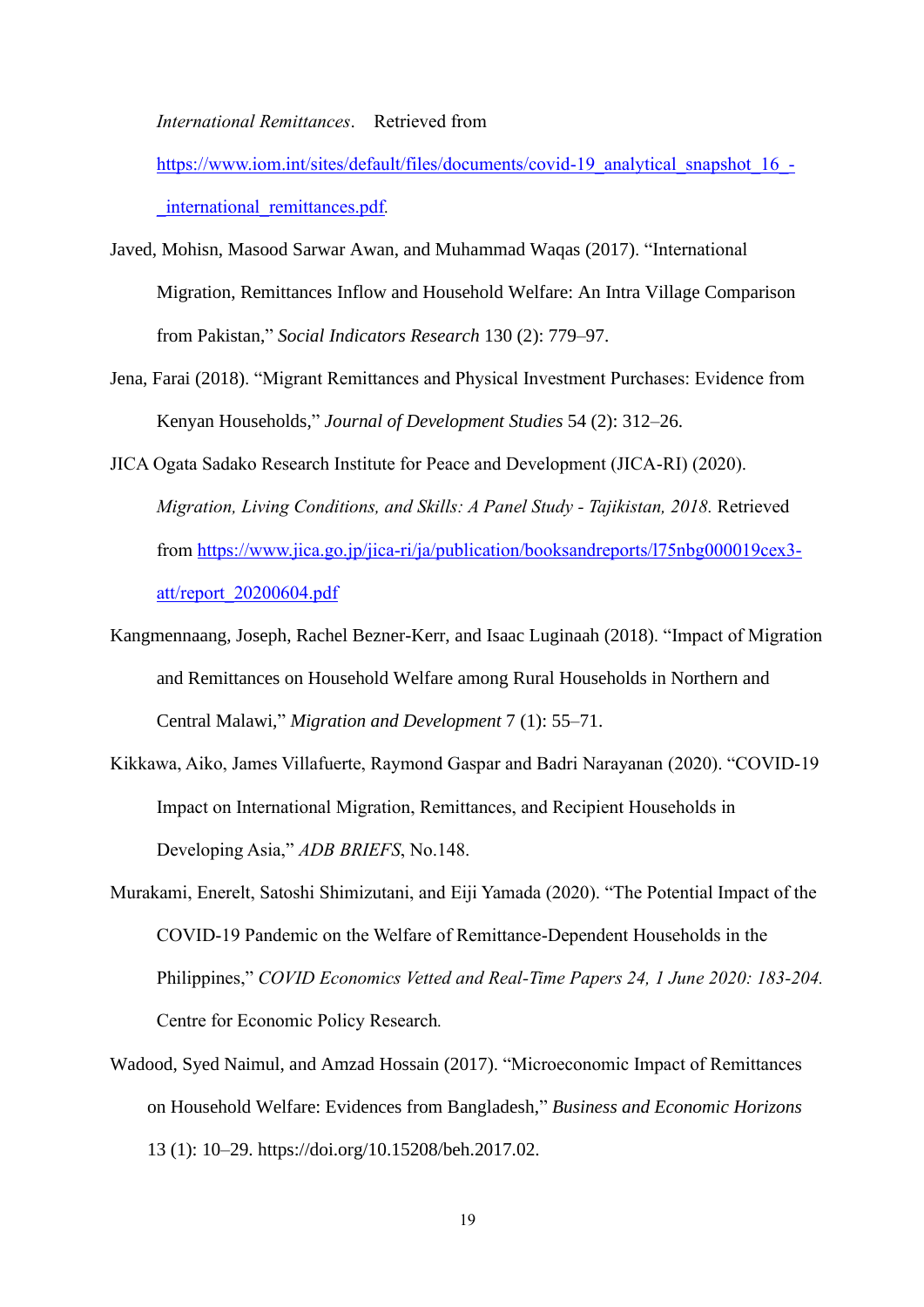*International Remittances*. Retrieved from https://www.iom.int/sites/default/files/documents/covid-19_analytical_snapshot_16_-_international_remittances.pdf.

Javed, Mohisn, Masood Sarwar Awan, and Muhammad Waqas (2017). "International Migration, Remittances Inflow and Household Welfare: An Intra Village Comparison from Pakistan," *Social Indicators Research* 130 (2): 779–97.

Jena, Farai (2018). "Migrant Remittances and Physical Investment Purchases: Evidence from Kenyan Households," *Journal of Development Studies* 54 (2): 312–26.

JICA Ogata Sadako Research Institute for Peace and Development (JICA-RI) (2020). *Migration, Living Conditions, and Skills: A Panel Study - Tajikistan, 2018.* Retrieved from https://www.jica.go.jp/jica-ri/ja/publication/booksandreports/l75nbg000019cex3-att/report_20200604.pdf

Kangmennaang, Joseph, Rachel Bezner-Kerr, and Isaac Luginaah (2018). "Impact of Migration and Remittances on Household Welfare among Rural Households in Northern and Central Malawi," *Migration and Development* 7 (1): 55–71.

Kikkawa, Aiko, James Villafuerte, Raymond Gaspar and Badri Narayanan (2020). "COVID-19 Impact on International Migration, Remittances, and Recipient Households in Developing Asia," *ADB BRIEFS*, No.148.

Murakami, Enerelt, Satoshi Shimizutani, and Eiji Yamada (2020). "The Potential Impact of the COVID-19 Pandemic on the Welfare of Remittance-Dependent Households in the Philippines," *COVID Economics Vetted and Real-Time Papers 24, 1 June 2020: 183-204.* Centre for Economic Policy Research.

Wadood, Syed Naimul, and Amzad Hossain (2017). "Microeconomic Impact of Remittances on Household Welfare: Evidences from Bangladesh," *Business and Economic Horizons* 13 (1): 10–29. https://doi.org/10.15208/beh.2017.02.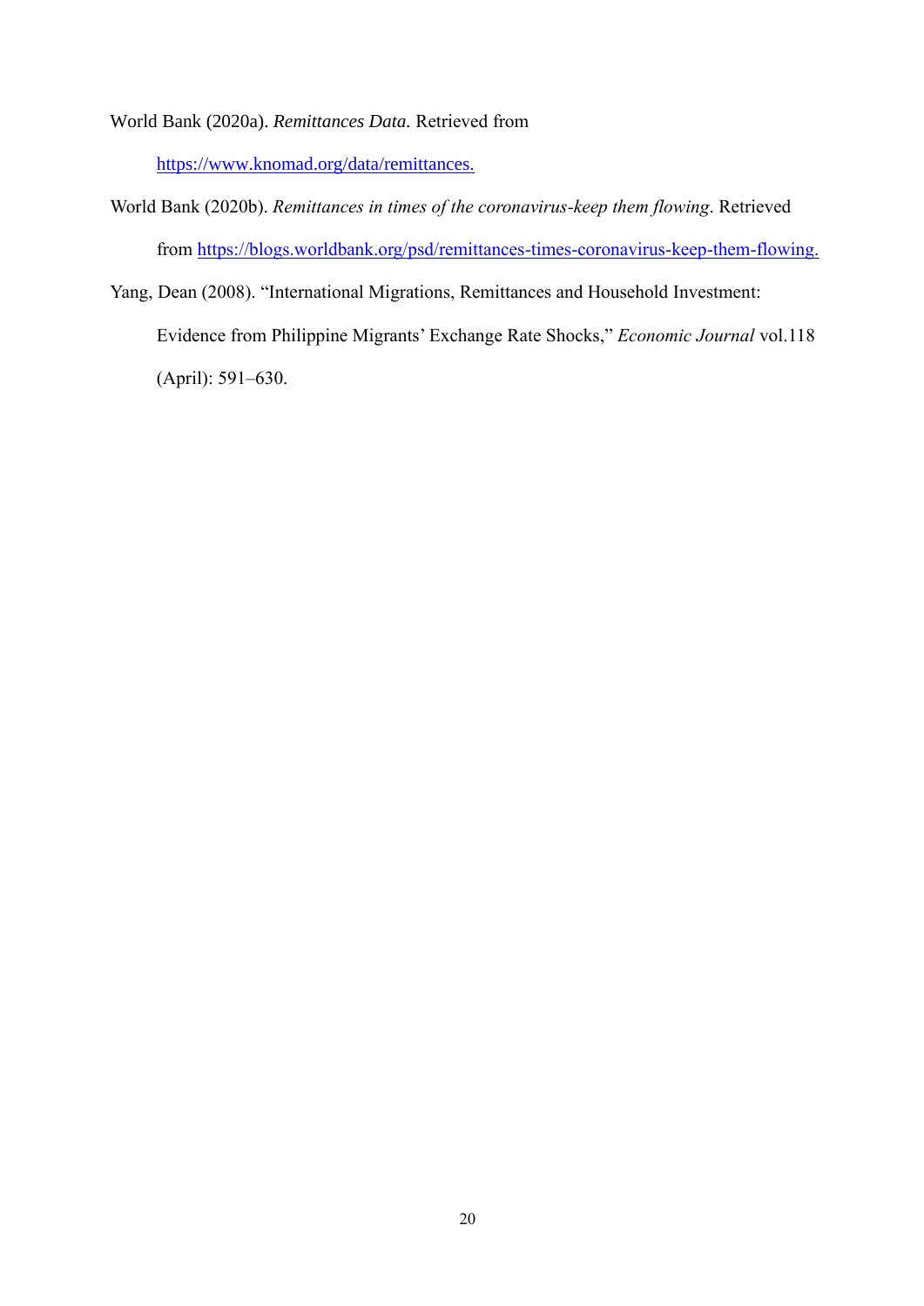World Bank (2020a). *Remittances Data.* Retrieved from https://www.knomad.org/data/remittances.

World Bank (2020b). *Remittances in times of the coronavirus-keep them flowing*. Retrieved from https://blogs.worldbank.org/psd/remittances-times-coronavirus-keep-them-flowing.

Yang, Dean (2008). "International Migrations, Remittances and Household Investment: Evidence from Philippine Migrants' Exchange Rate Shocks," *Economic Journal* vol.118 (April): 591–630.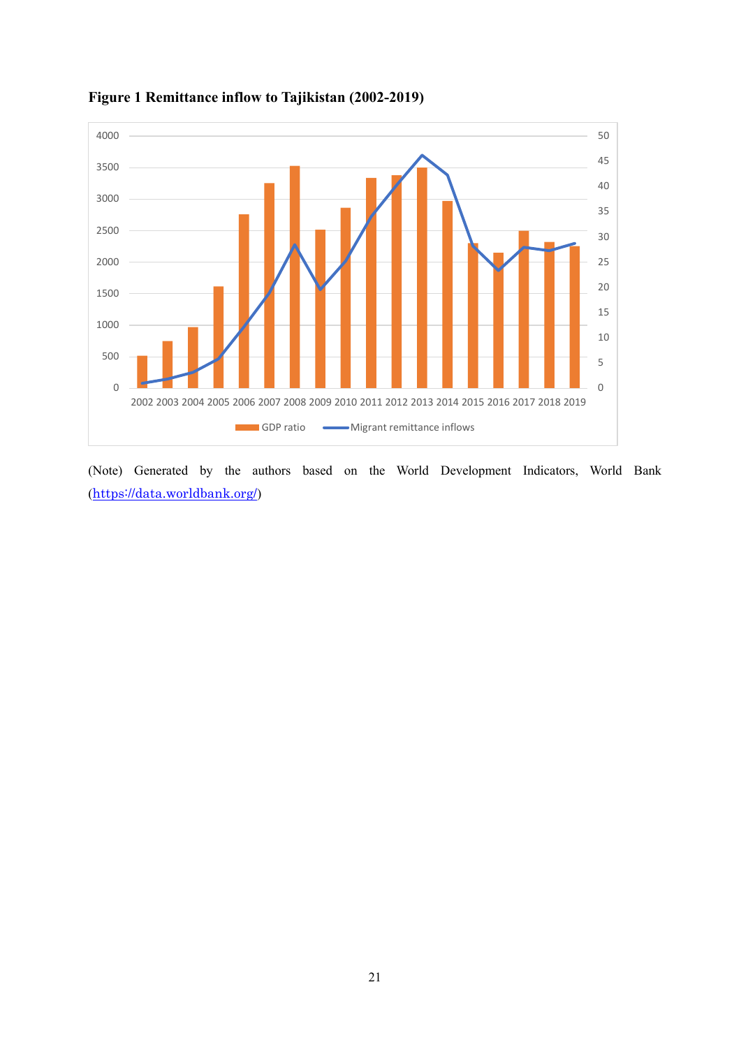**Figure 1 Remittance inflow to Tajikistan (2002-2019)**

(Note) Generated by the authors based on the World Development Indicators, World Bank (https://data.worldbank.org/)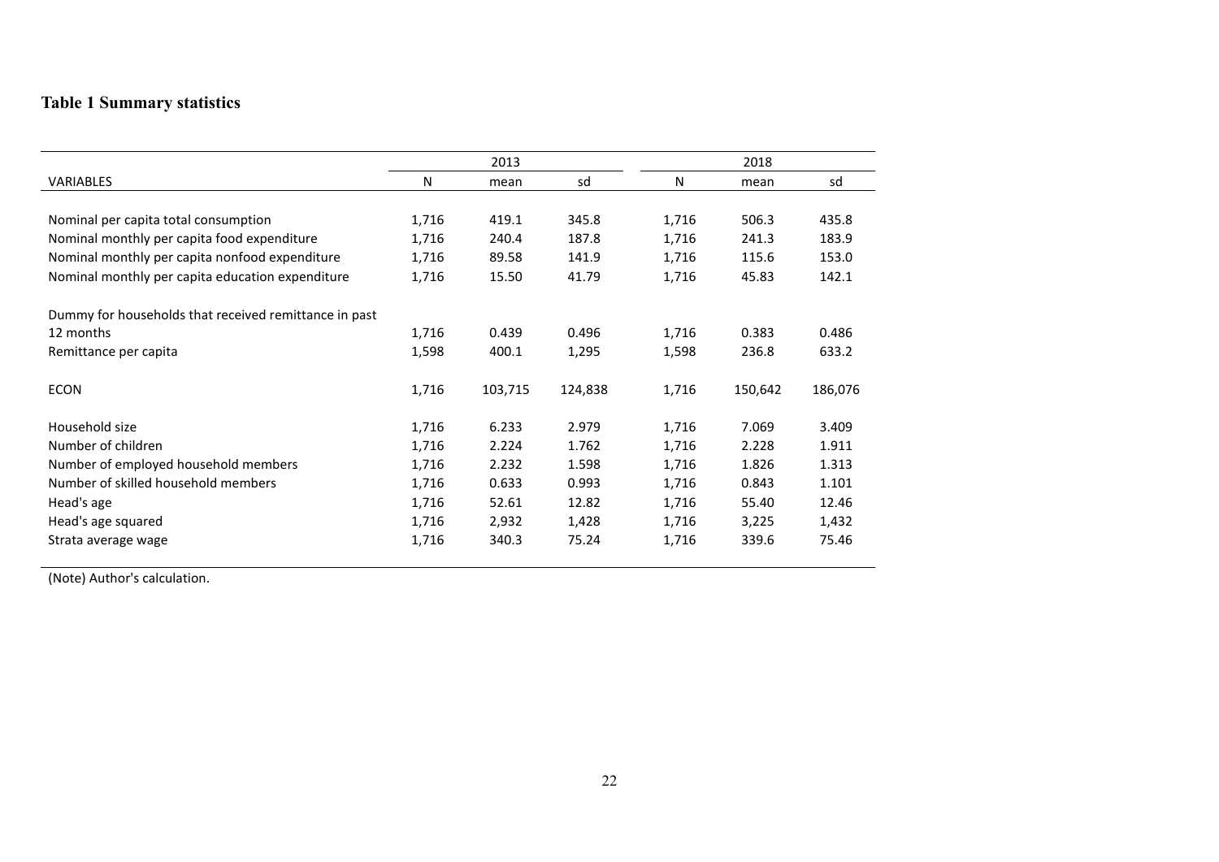**Table 1 Summary statistics**

| | 2013 | | | 2018 | | |
|---|---|---|---|---|---|---|
| VARIABLES | N | mean | sd | N | mean | sd |
| Nominal per capita total consumption | 1,716 | 419.1 | 345.8 | 1,716 | 506.3 | 435.8 |
| Nominal monthly per capita food expenditure | 1,716 | 240.4 | 187.8 | 1,716 | 241.3 | 183.9 |
| Nominal monthly per capita nonfood expenditure | 1,716 | 89.58 | 141.9 | 1,716 | 115.6 | 153.0 |
| Nominal monthly per capita education expenditure | 1,716 | 15.50 | 41.79 | 1,716 | 45.83 | 142.1 |
| Dummy for households that received remittance in past 12 months | 1,716 | 0.439 | 0.496 | 1,716 | 0.383 | 0.486 |
| Remittance per capita | 1,598 | 400.1 | 1,295 | 1,598 | 236.8 | 633.2 |
| ECON | 1,716 | 103,715 | 124,838 | 1,716 | 150,642 | 186,076 |
| Household size | 1,716 | 6.233 | 2.979 | 1,716 | 7.069 | 3.409 |
| Number of children | 1,716 | 2.224 | 1.762 | 1,716 | 2.228 | 1.911 |
| Number of employed household members | 1,716 | 2.232 | 1.598 | 1,716 | 1.826 | 1.313 |
| Number of skilled household members | 1,716 | 0.633 | 0.993 | 1,716 | 0.843 | 1.101 |
| Head's age | 1,716 | 52.61 | 12.82 | 1,716 | 55.40 | 12.46 |
| Head's age squared | 1,716 | 2,932 | 1,428 | 1,716 | 3,225 | 1,432 |
| Strata average wage | 1,716 | 340.3 | 75.24 | 1,716 | 339.6 | 75.46 |

(Note) Author's calculation.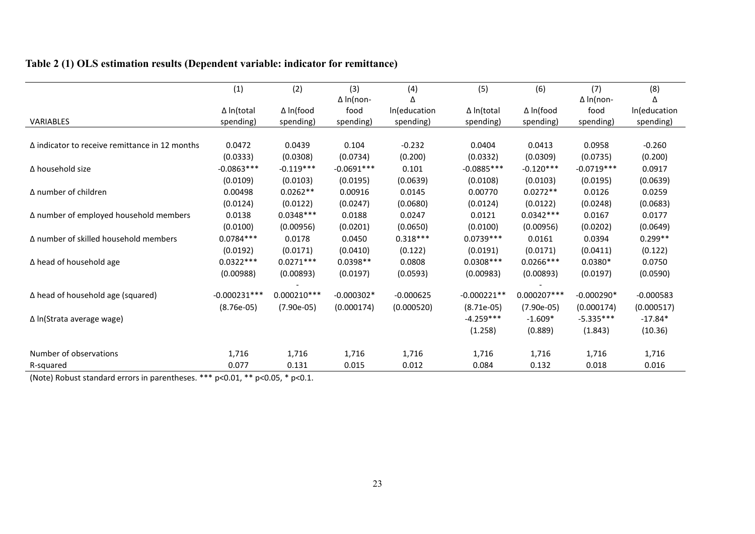**Table 2 (1) OLS estimation results (Dependent variable: indicator for remittance)**

| VARIABLES | (1)<br>Δ ln(total spending) | (2)<br>Δ ln(food spending) | (3)<br>Δ ln(non-food spending) | (4)<br>Δ ln(education spending) | (5)<br>Δ ln(total spending) | (6)<br>Δ ln(food spending) | (7)<br>Δ ln(non-food spending) | (8)<br>Δ ln(education spending) |
|---|---|---|---|---|---|---|---|---|
| Δ indicator to receive remittance in 12 months | 0.0472 | 0.0439 | 0.104 | -0.232 | 0.0404 | 0.0413 | 0.0958 | -0.260 |
| | (0.0333) | (0.0308) | (0.0734) | (0.200) | (0.0332) | (0.0309) | (0.0735) | (0.200) |
| Δ household size | -0.0863*** | -0.119*** | -0.0691*** | 0.101 | -0.0885*** | -0.120*** | -0.0719*** | 0.0917 |
| | (0.0109) | (0.0103) | (0.0195) | (0.0639) | (0.0108) | (0.0103) | (0.0195) | (0.0639) |
| Δ number of children | 0.00498 | 0.0262** | 0.00916 | 0.0145 | 0.00770 | 0.0272** | 0.0126 | 0.0259 |
| | (0.0124) | (0.0122) | (0.0247) | (0.0680) | (0.0124) | (0.0122) | (0.0248) | (0.0683) |
| Δ number of employed household members | 0.0138 | 0.0348*** | 0.0188 | 0.0247 | 0.0121 | 0.0342*** | 0.0167 | 0.0177 |
| | (0.0100) | (0.00956) | (0.0201) | (0.0650) | (0.0100) | (0.00956) | (0.0202) | (0.0649) |
| Δ number of skilled household members | 0.0784*** | 0.0178 | 0.0450 | 0.318*** | 0.0739*** | 0.0161 | 0.0394 | 0.299** |
| | (0.0192) | (0.0171) | (0.0410) | (0.122) | (0.0191) | (0.0171) | (0.0411) | (0.122) |
| Δ head of household age | 0.0322*** | 0.0271*** | 0.0398** | 0.0808 | 0.0308*** | 0.0266*** | 0.0380* | 0.0750 |
| | (0.00988) | (0.00893) | (0.0197) | (0.0593) | (0.00983) | (0.00893) | (0.0197) | (0.0590) |
| Δ head of household age (squared) | -0.000231*** | -0.000210*** | -0.000302* | -0.000625 | -0.000221** | -0.000207*** | -0.000290* | -0.000583 |
| | (8.76e-05) | (7.90e-05) | (0.000174) | (0.000520) | (8.71e-05) | (7.90e-05) | (0.000174) | (0.000517) |
| Δ ln(Strata average wage) | | | | | -4.259*** | -1.609* | -5.335*** | -17.84* |
| | | | | | (1.258) | (0.889) | (1.843) | (10.36) |
| Number of observations | 1,716 | 1,716 | 1,716 | 1,716 | 1,716 | 1,716 | 1,716 | 1,716 |
| R-squared | 0.077 | 0.131 | 0.015 | 0.012 | 0.084 | 0.132 | 0.018 | 0.016 |

(Note) Robust standard errors in parentheses. *** p<0.01, ** p<0.05, * p<0.1.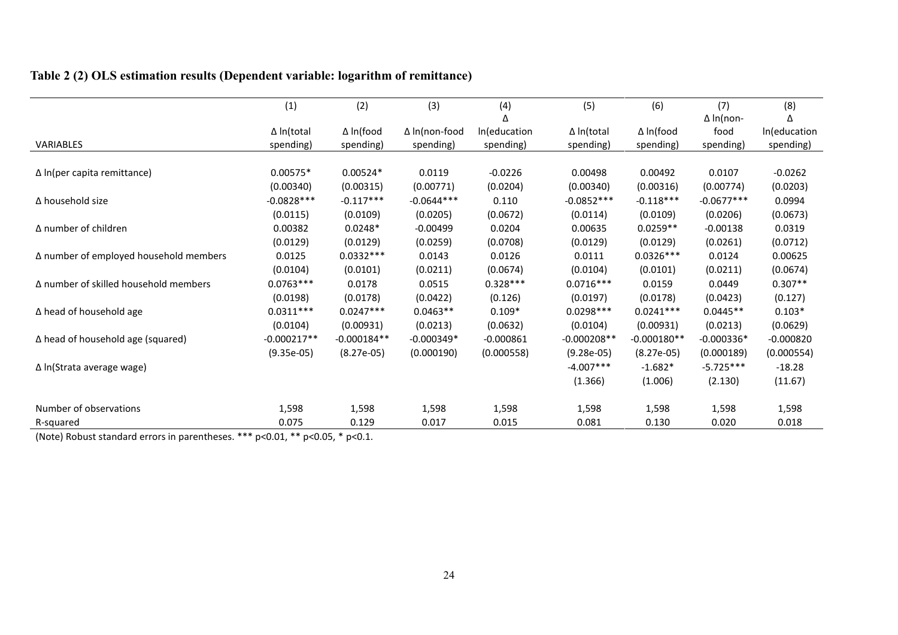**Table 2 (2) OLS estimation results (Dependent variable: logarithm of remittance)**

| VARIABLES | (1)<br>Δ ln(total spending) | (2)<br>Δ ln(food spending) | (3)<br>Δ ln(non-food spending) | (4)<br>Δ ln(education spending) | (5)<br>Δ ln(total spending) | (6)<br>Δ ln(food spending) | (7)<br>Δ ln(non-food spending) | (8)<br>Δ ln(education spending) |
|---|---|---|---|---|---|---|---|---|
| Δ ln(per capita remittance) | 0.00575* | 0.00524* | 0.0119 | -0.0226 | 0.00498 | 0.00492 | 0.0107 | -0.0262 |
| | (0.00340) | (0.00315) | (0.00771) | (0.0204) | (0.00340) | (0.00316) | (0.00774) | (0.0203) |
| Δ household size | -0.0828*** | -0.117*** | -0.0644*** | 0.110 | -0.0852*** | -0.118*** | -0.0677*** | 0.0994 |
| | (0.0115) | (0.0109) | (0.0205) | (0.0672) | (0.0114) | (0.0109) | (0.0206) | (0.0673) |
| Δ number of children | 0.00382 | 0.0248* | -0.00499 | 0.0204 | 0.00635 | 0.0259** | -0.00138 | 0.0319 |
| | (0.0129) | (0.0129) | (0.0259) | (0.0708) | (0.0129) | (0.0129) | (0.0261) | (0.0712) |
| Δ number of employed household members | 0.0125 | 0.0332*** | 0.0143 | 0.0126 | 0.0111 | 0.0326*** | 0.0124 | 0.00625 |
| | (0.0104) | (0.0101) | (0.0211) | (0.0674) | (0.0104) | (0.0101) | (0.0211) | (0.0674) |
| Δ number of skilled household members | 0.0763*** | 0.0178 | 0.0515 | 0.328*** | 0.0716*** | 0.0159 | 0.0449 | 0.307** |
| | (0.0198) | (0.0178) | (0.0422) | (0.126) | (0.0197) | (0.0178) | (0.0423) | (0.127) |
| Δ head of household age | 0.0311*** | 0.0247*** | 0.0463** | 0.109* | 0.0298*** | 0.0241*** | 0.0445** | 0.103* |
| | (0.0104) | (0.00931) | (0.0213) | (0.0632) | (0.0104) | (0.00931) | (0.0213) | (0.0629) |
| Δ head of household age (squared) | -0.000217** | -0.000184** | -0.000349* | -0.000861 | -0.000208** | -0.000180** | -0.000336* | -0.000820 |
| | (9.35e-05) | (8.27e-05) | (0.000190) | (0.000558) | (9.28e-05) | (8.27e-05) | (0.000189) | (0.000554) |
| Δ ln(Strata average wage) | | | | | -4.007*** | -1.682* | -5.725*** | -18.28 |
| | | | | | (1.366) | (1.006) | (2.130) | (11.67) |
| Number of observations | 1,598 | 1,598 | 1,598 | 1,598 | 1,598 | 1,598 | 1,598 | 1,598 |
| R-squared | 0.075 | 0.129 | 0.017 | 0.015 | 0.081 | 0.130 | 0.020 | 0.018 |

(Note) Robust standard errors in parentheses. *** p<0.01, ** p<0.05, * p<0.1.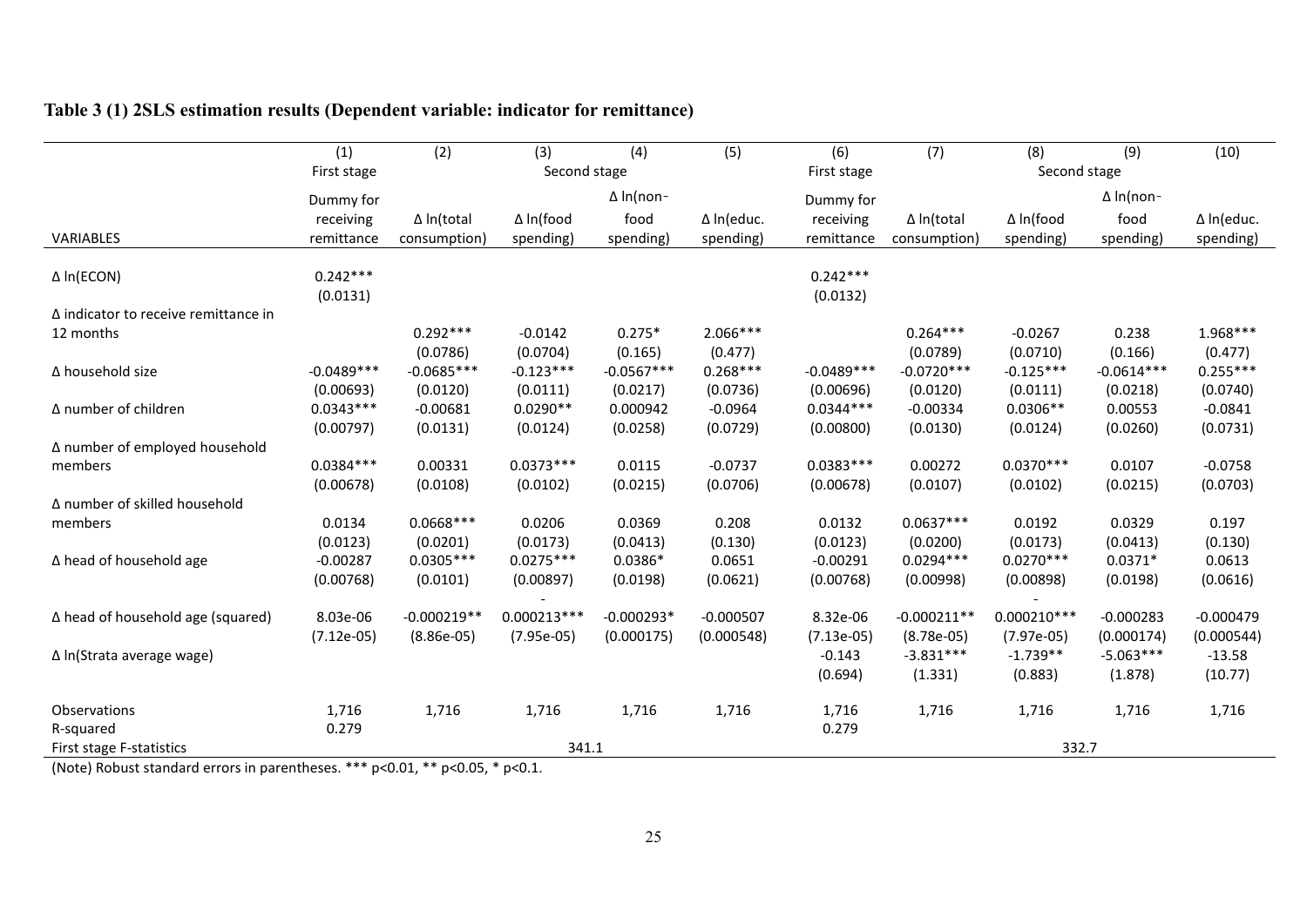**Table 3 (1) 2SLS estimation results (Dependent variable: indicator for remittance)**

| | (1) | (2) | (3) | (4) | (5) | (6) | (7) | (8) | (9) | (10) |
|---|---|---|---|---|---|---|---|---|---|---|
| | First stage | Second stage | | | | First stage | Second stage | | | |
| VARIABLES | Dummy for receiving remittance | Δ ln(total consumption) | Δ ln(food spending) | Δ ln(non-food spending) | Δ ln(educ. spending) | Dummy for receiving remittance | Δ ln(total consumption) | Δ ln(food spending) | Δ ln(non-food spending) | Δ ln(educ. spending) |
| Δ ln(ECON) | 0.242*** | | | | | 0.242*** | | | | |
| | (0.0131) | | | | | (0.0132) | | | | |
| Δ indicator to receive remittance in 12 months | | 0.292*** | -0.0142 | 0.275* | 2.066*** | | 0.264*** | -0.0267 | 0.238 | 1.968*** |
| | | (0.0786) | (0.0704) | (0.165) | (0.477) | | (0.0789) | (0.0710) | (0.166) | (0.477) |
| Δ household size | -0.0489*** | -0.0685*** | -0.123*** | -0.0567*** | 0.268*** | -0.0489*** | -0.0720*** | -0.125*** | -0.0614*** | 0.255*** |
| | (0.00693) | (0.0120) | (0.0111) | (0.0217) | (0.0736) | (0.00696) | (0.0120) | (0.0111) | (0.0218) | (0.0740) |
| Δ number of children | 0.0343*** | -0.00681 | 0.0290** | 0.000942 | -0.0964 | 0.0344*** | -0.00334 | 0.0306** | 0.00553 | -0.0841 |
| | (0.00797) | (0.0131) | (0.0124) | (0.0258) | (0.0729) | (0.00800) | (0.0130) | (0.0124) | (0.0260) | (0.0731) |
| Δ number of employed household members | 0.0384*** | 0.00331 | 0.0373*** | 0.0115 | -0.0737 | 0.0383*** | 0.00272 | 0.0370*** | 0.0107 | -0.0758 |
| | (0.00678) | (0.0108) | (0.0102) | (0.0215) | (0.0706) | (0.00678) | (0.0107) | (0.0102) | (0.0215) | (0.0703) |
| Δ number of skilled household members | 0.0134 | 0.0668*** | 0.0206 | 0.0369 | 0.208 | 0.0132 | 0.0637*** | 0.0192 | 0.0329 | 0.197 |
| | (0.0123) | (0.0201) | (0.0173) | (0.0413) | (0.130) | (0.0123) | (0.0200) | (0.0173) | (0.0413) | (0.130) |
| Δ head of household age | -0.00287 | 0.0305*** | 0.0275*** | 0.0386* | 0.0651 | -0.00291 | 0.0294*** | 0.0270*** | 0.0371* | 0.0613 |
| | (0.00768) | (0.0101) | (0.00897) | (0.0198) | (0.0621) | (0.00768) | (0.00998) | (0.00898) | (0.0198) | (0.0616) |
| Δ head of household age (squared) | 8.03e-06 | -0.000219** | -0.000213*** | -0.000293* | -0.000507 | 8.32e-06 | -0.000211** | -0.000210*** | -0.000283 | -0.000479 |
| | (7.12e-05) | (8.86e-05) | (7.95e-05) | (0.000175) | (0.000548) | (7.13e-05) | (8.78e-05) | (7.97e-05) | (0.000174) | (0.000544) |
| Δ ln(Strata average wage) | | | | | | -0.143 | -3.831*** | -1.739** | -5.063*** | -13.58 |
| | | | | | | (0.694) | (1.331) | (0.883) | (1.878) | (10.77) |
| Observations | 1,716 | 1,716 | 1,716 | 1,716 | 1,716 | 1,716 | 1,716 | 1,716 | 1,716 | 1,716 |
| R-squared | 0.279 | | | | | 0.279 | | | | |
| First stage F-statistics | | | 341.1 | | | | | 332.7 | | |

(Note) Robust standard errors in parentheses. *** p<0.01, ** p<0.05, * p<0.1.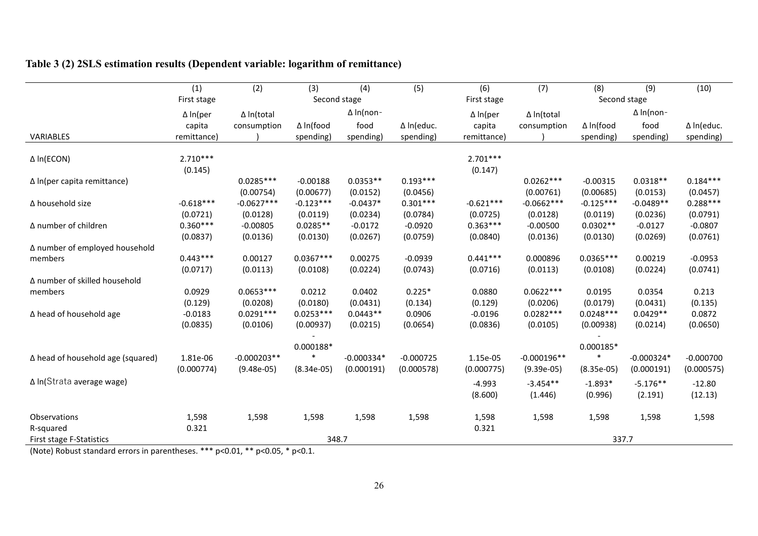**Table 3 (2) 2SLS estimation results (Dependent variable: logarithm of remittance)**

| | (1) | (2) | (3) | (4) | (5) | (6) | (7) | (8) | (9) | (10) |
|---|---|---|---|---|---|---|---|---|---|---|
| | First stage | Second stage | | | | First stage | Second stage | | | |
| VARIABLES | Δ ln(per capita remittance) | Δ ln(total consumption) | Δ ln(food spending) | Δ ln(non-food spending) | Δ ln(educ. spending) | Δ ln(per capita remittance) | Δ ln(total consumption) | Δ ln(food spending) | Δ ln(non-food spending) | Δ ln(educ. spending) |
| Δ ln(ECON) | 2.710*** | | | | | 2.701*** | | | | |
| | (0.145) | | | | | (0.147) | | | | |
| Δ ln(per capita remittance) | | 0.0285*** | -0.00188 | 0.0353** | 0.193*** | | 0.0262*** | -0.00315 | 0.0318** | 0.184*** |
| | | (0.00754) | (0.00677) | (0.0152) | (0.0456) | | (0.00761) | (0.00685) | (0.0153) | (0.0457) |
| Δ household size | -0.618*** | -0.0627*** | -0.123*** | -0.0437* | 0.301*** | -0.621*** | -0.0662*** | -0.125*** | -0.0489** | 0.288*** |
| | (0.0721) | (0.0128) | (0.0119) | (0.0234) | (0.0784) | (0.0725) | (0.0128) | (0.0119) | (0.0236) | (0.0791) |
| Δ number of children | 0.360*** | -0.00805 | 0.0285** | -0.0172 | -0.0920 | 0.363*** | -0.00500 | 0.0302** | -0.0127 | -0.0807 |
| | (0.0837) | (0.0136) | (0.0130) | (0.0267) | (0.0759) | (0.0840) | (0.0136) | (0.0130) | (0.0269) | (0.0761) |
| Δ number of employed household members | 0.443*** | 0.00127 | 0.0367*** | 0.00275 | -0.0939 | 0.441*** | 0.000896 | 0.0365*** | 0.00219 | -0.0953 |
| | (0.0717) | (0.0113) | (0.0108) | (0.0224) | (0.0743) | (0.0716) | (0.0113) | (0.0108) | (0.0224) | (0.0741) |
| Δ number of skilled household members | 0.0929 | 0.0653*** | 0.0212 | 0.0402 | 0.225* | 0.0880 | 0.0622*** | 0.0195 | 0.0354 | 0.213 |
| | (0.129) | (0.0208) | (0.0180) | (0.0431) | (0.134) | (0.129) | (0.0206) | (0.0179) | (0.0431) | (0.135) |
| Δ head of household age | -0.0183 | 0.0291*** | 0.0253*** | 0.0443** | 0.0906 | -0.0196 | 0.0282*** | 0.0248*** | 0.0429** | 0.0872 |
| | (0.0835) | (0.0106) | (0.00937) | (0.0215) | (0.0654) | (0.0836) | (0.0105) | (0.00938) | (0.0214) | (0.0650) |
| Δ head of household age (squared) | 1.81e-06 | -0.000203** | -0.000188** | -0.000334* | -0.000725 | 1.15e-05 | -0.000196** | -0.000185** | -0.000324* | -0.000700 |
| | (0.000774) | (9.48e-05) | (8.34e-05) | (0.000191) | (0.000578) | (0.000775) | (9.39e-05) | (8.35e-05) | (0.000191) | (0.000575) |
| Δ ln(Strata average wage) | | | | | | -4.993 | -3.454** | -1.893* | -5.176** | -12.80 |
| | | | | | | (8.600) | (1.446) | (0.996) | (2.191) | (12.13) |
| Observations | 1,598 | 1,598 | 1,598 | 1,598 | 1,598 | 1,598 | 1,598 | 1,598 | 1,598 | 1,598 |
| R-squared | 0.321 | | | | | 0.321 | | | | |
| First stage F-Statistics | | | 348.7 | | | | | 337.7 | | |

(Note) Robust standard errors in parentheses. *** p<0.01, ** p<0.05, * p<0.1.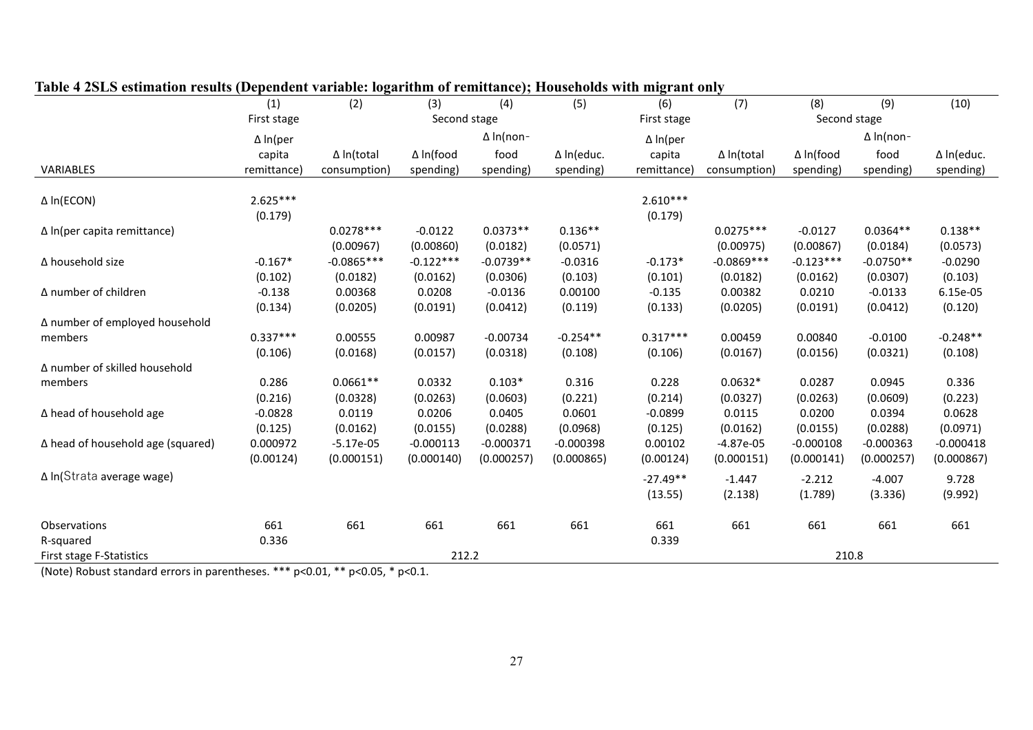**Table 4 2SLS estimation results (Dependent variable: logarithm of remittance); Households with migrant only**

| | (1) | (2) | (3) | (4) | (5) | (6) | (7) | (8) | (9) | (10) |
|---|---|---|---|---|---|---|---|---|---|---|
| | First stage | Second stage | | | | First stage | Second stage | | | |
| VARIABLES | Δ ln(per capita remittance) | Δ ln(total consumption) | Δ ln(food spending) | Δ ln(non-food spending) | Δ ln(educ. spending) | Δ ln(per capita remittance) | Δ ln(total consumption) | Δ ln(food spending) | Δ ln(non-food spending) | Δ ln(educ. spending) |
| Δ ln(ECON) | 2.625*** | | | | | 2.610*** | | | | |
| | (0.179) | | | | | (0.179) | | | | |
| Δ ln(per capita remittance) | | 0.0278*** | -0.0122 | 0.0373** | 0.136** | | 0.0275*** | -0.0127 | 0.0364** | 0.138** |
| | | (0.00967) | (0.00860) | (0.0182) | (0.0571) | | (0.00975) | (0.00867) | (0.0184) | (0.0573) |
| Δ household size | -0.167* | -0.0865*** | -0.122*** | -0.0739** | -0.0316 | -0.173* | -0.0869*** | -0.123*** | -0.0750** | -0.0290 |
| | (0.102) | (0.0182) | (0.0162) | (0.0306) | (0.103) | (0.101) | (0.0182) | (0.0162) | (0.0307) | (0.103) |
| Δ number of children | -0.138 | 0.00368 | 0.0208 | -0.0136 | 0.00100 | -0.135 | 0.00382 | 0.0210 | -0.0133 | 6.15e-05 |
| | (0.134) | (0.0205) | (0.0191) | (0.0412) | (0.119) | (0.133) | (0.0205) | (0.0191) | (0.0412) | (0.120) |
| Δ number of employed household members | 0.337*** | 0.00555 | 0.00987 | -0.00734 | -0.254** | 0.317*** | 0.00459 | 0.00840 | -0.0100 | -0.248** |
| | (0.106) | (0.0168) | (0.0157) | (0.0318) | (0.108) | (0.106) | (0.0167) | (0.0156) | (0.0321) | (0.108) |
| Δ number of skilled household members | 0.286 | 0.0661** | 0.0332 | 0.103* | 0.316 | 0.228 | 0.0632* | 0.0287 | 0.0945 | 0.336 |
| | (0.216) | (0.0328) | (0.0263) | (0.0603) | (0.221) | (0.214) | (0.0327) | (0.0263) | (0.0609) | (0.223) |
| Δ head of household age | -0.0828 | 0.0119 | 0.0206 | 0.0405 | 0.0601 | -0.0899 | 0.0115 | 0.0200 | 0.0394 | 0.0628 |
| | (0.125) | (0.0162) | (0.0155) | (0.0288) | (0.0968) | (0.125) | (0.0162) | (0.0155) | (0.0288) | (0.0971) |
| Δ head of household age (squared) | 0.000972 | -5.17e-05 | -0.000113 | -0.000371 | -0.000398 | 0.00102 | -4.87e-05 | -0.000108 | -0.000363 | -0.000418 |
| | (0.00124) | (0.000151) | (0.000140) | (0.000257) | (0.000865) | (0.00124) | (0.000151) | (0.000141) | (0.000257) | (0.000867) |
| Δ ln(Strata average wage) | | | | | | -27.49** | -1.447 | -2.212 | -4.007 | 9.728 |
| | | | | | | (13.55) | (2.138) | (1.789) | (3.336) | (9.992) |
| Observations | 661 | 661 | 661 | 661 | 661 | 661 | 661 | 661 | 661 | 661 |
| R-squared | 0.336 | | | | | 0.339 | | | | |
| First stage F-Statistics | | | 212.2 | | | | | 210.8 | | |

(Note) Robust standard errors in parentheses. *** p<0.01, ** p<0.05, * p<0.1.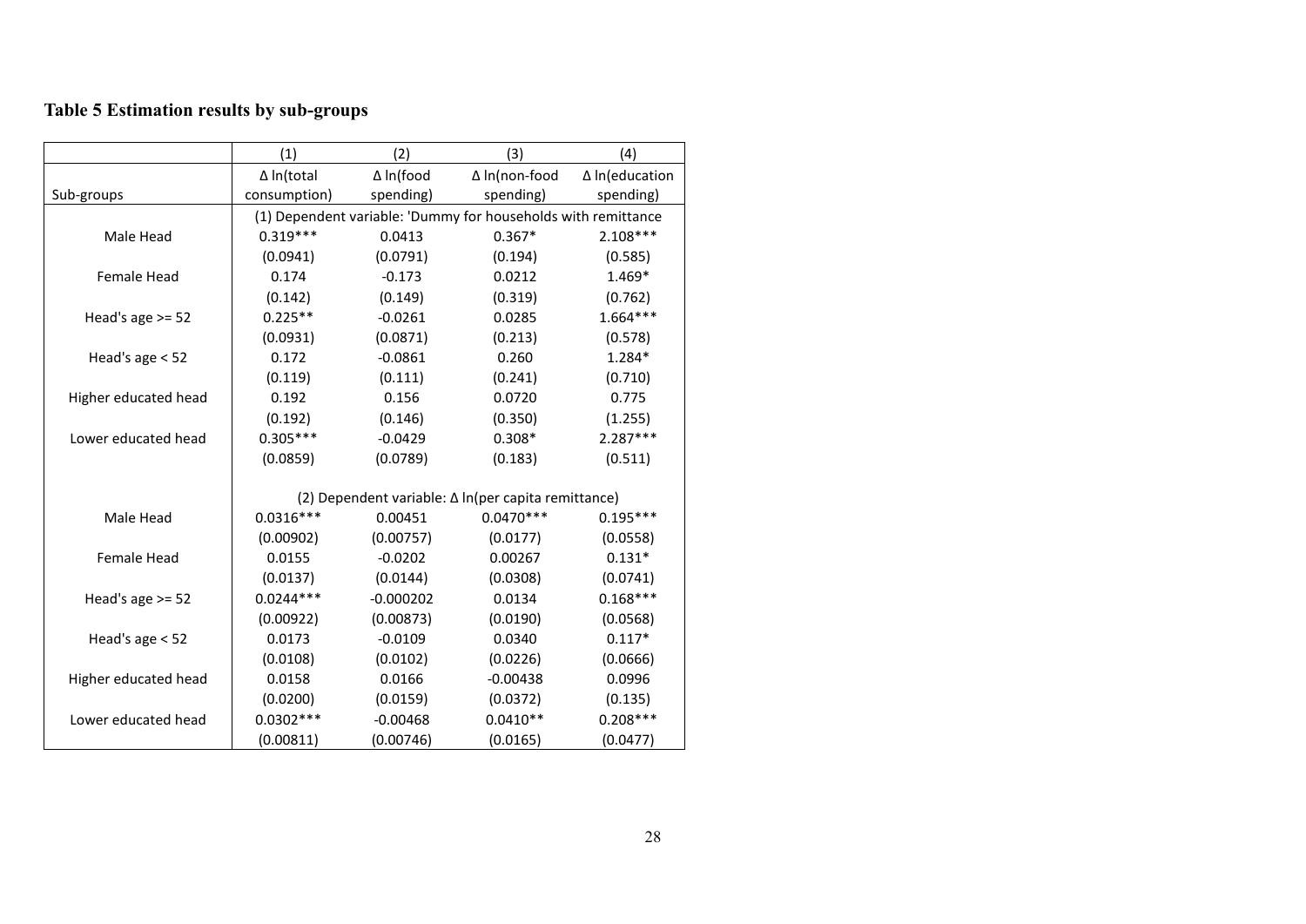**Table 5 Estimation results by sub-groups**

| | (1) | (2) | (3) | (4) |
|---|---|---|---|---|
| Sub-groups | Δ ln(total consumption) | Δ ln(food spending) | Δ ln(non-food spending) | Δ ln(education spending) |
| | (1) Dependent variable: 'Dummy for households with remittance | | | |
| Male Head | 0.319*** | 0.0413 | 0.367* | 2.108*** |
| | (0.0941) | (0.0791) | (0.194) | (0.585) |
| Female Head | 0.174 | -0.173 | 0.0212 | 1.469* |
| | (0.142) | (0.149) | (0.319) | (0.762) |
| Head's age >= 52 | 0.225** | -0.0261 | 0.0285 | 1.664*** |
| | (0.0931) | (0.0871) | (0.213) | (0.578) |
| Head's age < 52 | 0.172 | -0.0861 | 0.260 | 1.284* |
| | (0.119) | (0.111) | (0.241) | (0.710) |
| Higher educated head | 0.192 | 0.156 | 0.0720 | 0.775 |
| | (0.192) | (0.146) | (0.350) | (1.255) |
| Lower educated head | 0.305*** | -0.0429 | 0.308* | 2.287*** |
| | (0.0859) | (0.0789) | (0.183) | (0.511) |
| | (2) Dependent variable: Δ ln(per capita remittance) | | | |
| Male Head | 0.0316*** | 0.00451 | 0.0470*** | 0.195*** |
| | (0.00902) | (0.00757) | (0.0177) | (0.0558) |
| Female Head | 0.0155 | -0.0202 | 0.00267 | 0.131* |
| | (0.0137) | (0.0144) | (0.0308) | (0.0741) |
| Head's age >= 52 | 0.0244*** | -0.000202 | 0.0134 | 0.168*** |
| | (0.00922) | (0.00873) | (0.0190) | (0.0568) |
| Head's age < 52 | 0.0173 | -0.0109 | 0.0340 | 0.117* |
| | (0.0108) | (0.0102) | (0.0226) | (0.0666) |
| Higher educated head | 0.0158 | 0.0166 | -0.00438 | 0.0996 |
| | (0.0200) | (0.0159) | (0.0372) | (0.135) |
| Lower educated head | 0.0302*** | -0.00468 | 0.0410** | 0.208*** |
| | (0.00811) | (0.00746) | (0.0165) | (0.0477) |